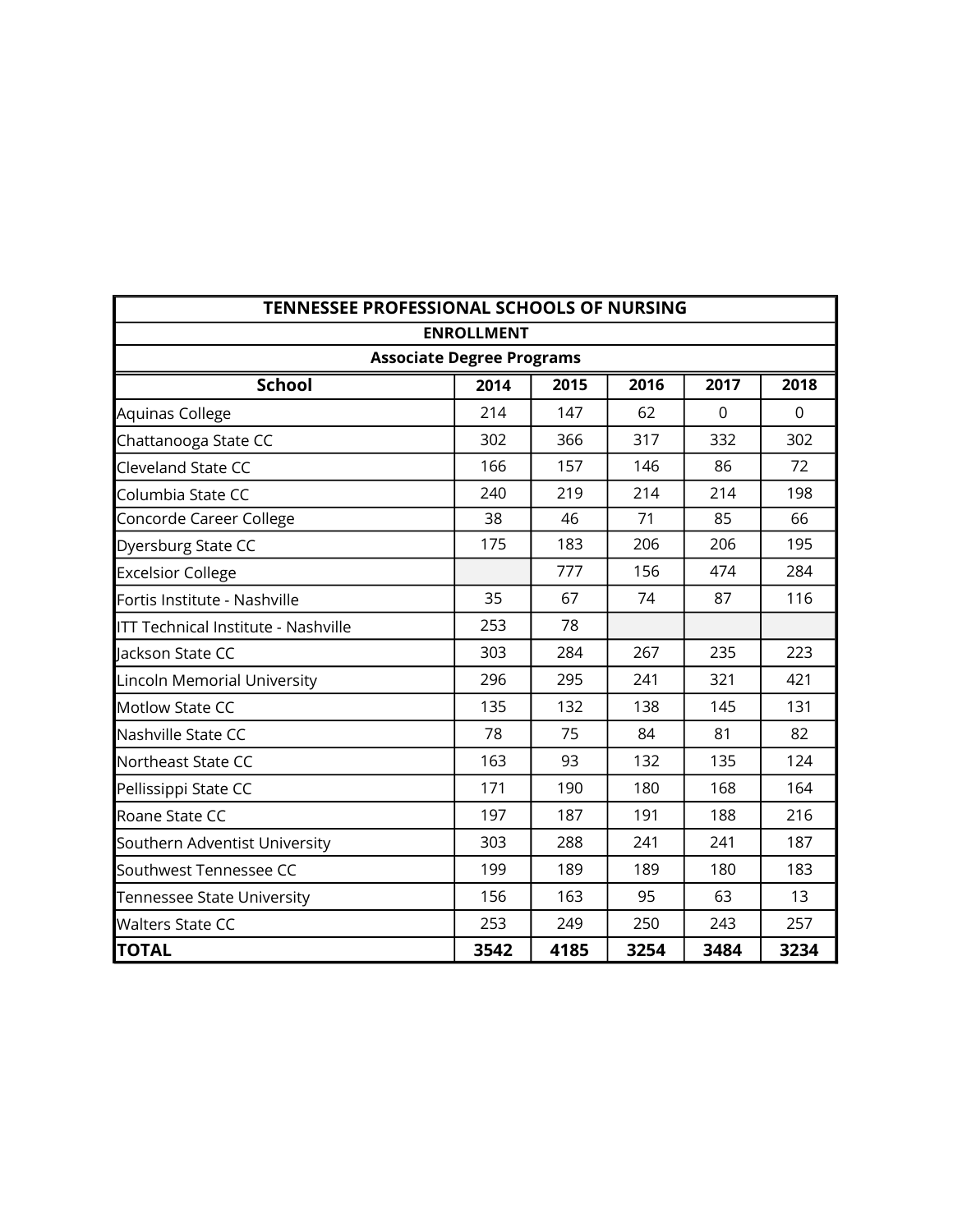| TENNESSEE PROFESSIONAL SCHOOLS OF NURSING | | | | | |
|---|---|---|---|---|---|
| ENROLLMENT | | | | | |
| Associate Degree Programs | | | | | |
| **School** | **2014** | **2015** | **2016** | **2017** | **2018** |
| Aquinas College | 214 | 147 | 62 | 0 | 0 |
| Chattanooga State CC | 302 | 366 | 317 | 332 | 302 |
| Cleveland State CC | 166 | 157 | 146 | 86 | 72 |
| Columbia State CC | 240 | 219 | 214 | 214 | 198 |
| Concorde Career College | 38 | 46 | 71 | 85 | 66 |
| Dyersburg State CC | 175 | 183 | 206 | 206 | 195 |
| Excelsior College | | 777 | 156 | 474 | 284 |
| Fortis Institute - Nashville | 35 | 67 | 74 | 87 | 116 |
| ITT Technical Institute - Nashville | 253 | 78 | | | |
| Jackson State CC | 303 | 284 | 267 | 235 | 223 |
| Lincoln Memorial University | 296 | 295 | 241 | 321 | 421 |
| Motlow State CC | 135 | 132 | 138 | 145 | 131 |
| Nashville State CC | 78 | 75 | 84 | 81 | 82 |
| Northeast State CC | 163 | 93 | 132 | 135 | 124 |
| Pellissippi State CC | 171 | 190 | 180 | 168 | 164 |
| Roane State CC | 197 | 187 | 191 | 188 | 216 |
| Southern Adventist University | 303 | 288 | 241 | 241 | 187 |
| Southwest Tennessee CC | 199 | 189 | 189 | 180 | 183 |
| Tennessee State University | 156 | 163 | 95 | 63 | 13 |
| Walters State CC | 253 | 249 | 250 | 243 | 257 |
| **TOTAL** | **3542** | **4185** | **3254** | **3484** | **3234** |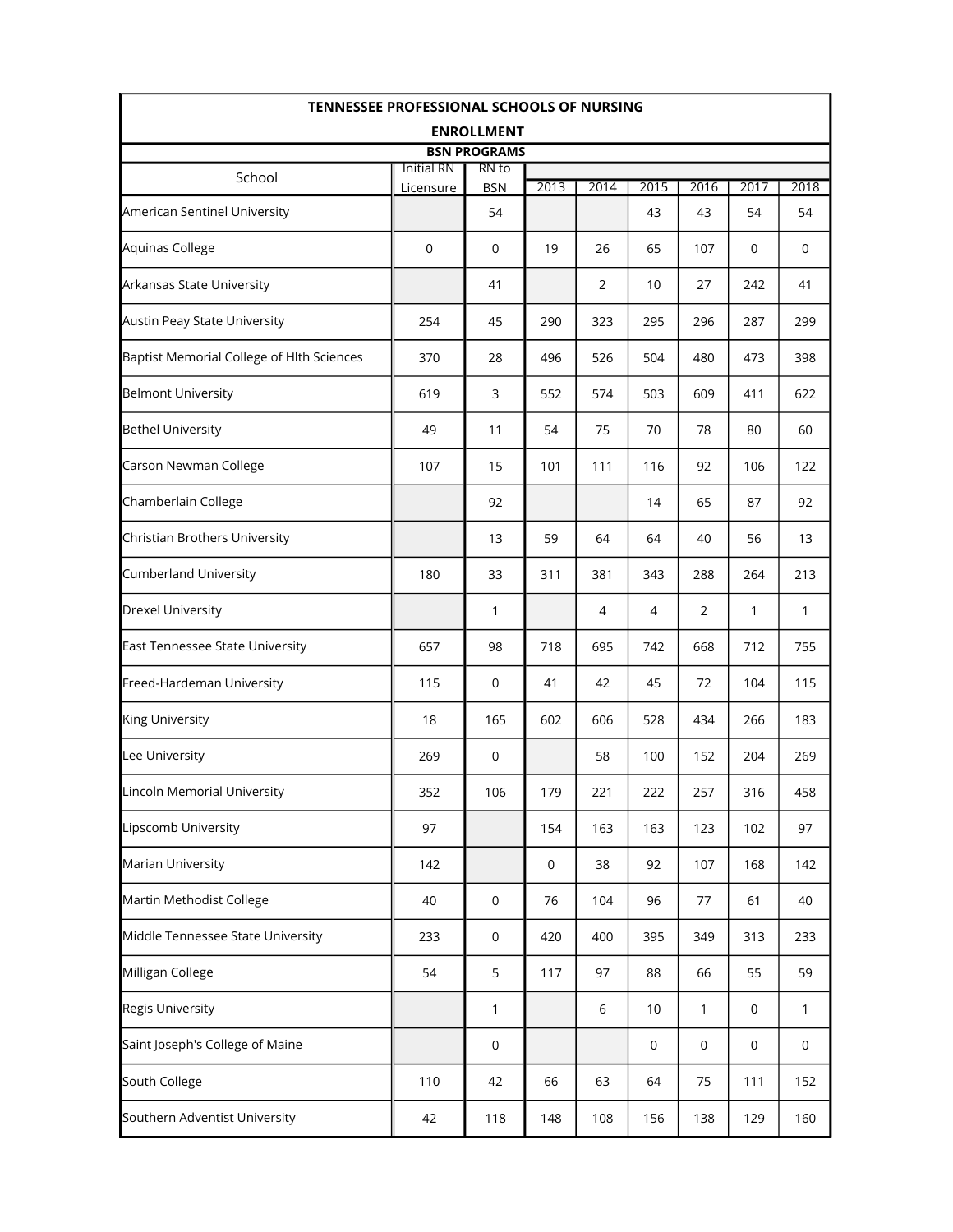## TENNESSEE PROFESSIONAL SCHOOLS OF NURSING

### ENROLLMENT

#### BSN PROGRAMS

| School | Initial RN Licensure | RN to BSN | 2013 | 2014 | 2015 | 2016 | 2017 | 2018 |
|---|---|---|---|---|---|---|---|---|
| American Sentinel University | | 54 | | | 43 | 43 | 54 | 54 |
| Aquinas College | 0 | 0 | 19 | 26 | 65 | 107 | 0 | 0 |
| Arkansas State University | | 41 | | 2 | 10 | 27 | 242 | 41 |
| Austin Peay State University | 254 | 45 | 290 | 323 | 295 | 296 | 287 | 299 |
| Baptist Memorial College of Hlth Sciences | 370 | 28 | 496 | 526 | 504 | 480 | 473 | 398 |
| Belmont University | 619 | 3 | 552 | 574 | 503 | 609 | 411 | 622 |
| Bethel University | 49 | 11 | 54 | 75 | 70 | 78 | 80 | 60 |
| Carson Newman College | 107 | 15 | 101 | 111 | 116 | 92 | 106 | 122 |
| Chamberlain College | | 92 | | | 14 | 65 | 87 | 92 |
| Christian Brothers University | | 13 | 59 | 64 | 64 | 40 | 56 | 13 |
| Cumberland University | 180 | 33 | 311 | 381 | 343 | 288 | 264 | 213 |
| Drexel University | | 1 | | 4 | 4 | 2 | 1 | 1 |
| East Tennessee State University | 657 | 98 | 718 | 695 | 742 | 668 | 712 | 755 |
| Freed-Hardeman University | 115 | 0 | 41 | 42 | 45 | 72 | 104 | 115 |
| King University | 18 | 165 | 602 | 606 | 528 | 434 | 266 | 183 |
| Lee University | 269 | 0 | | 58 | 100 | 152 | 204 | 269 |
| Lincoln Memorial University | 352 | 106 | 179 | 221 | 222 | 257 | 316 | 458 |
| Lipscomb University | 97 | | 154 | 163 | 163 | 123 | 102 | 97 |
| Marian University | 142 | | 0 | 38 | 92 | 107 | 168 | 142 |
| Martin Methodist College | 40 | 0 | 76 | 104 | 96 | 77 | 61 | 40 |
| Middle Tennessee State University | 233 | 0 | 420 | 400 | 395 | 349 | 313 | 233 |
| Milligan College | 54 | 5 | 117 | 97 | 88 | 66 | 55 | 59 |
| Regis University | | 1 | | 6 | 10 | 1 | 0 | 1 |
| Saint Joseph's College of Maine | | 0 | | | 0 | 0 | 0 | 0 |
| South College | 110 | 42 | 66 | 63 | 64 | 75 | 111 | 152 |
| Southern Adventist University | 42 | 118 | 148 | 108 | 156 | 138 | 129 | 160 |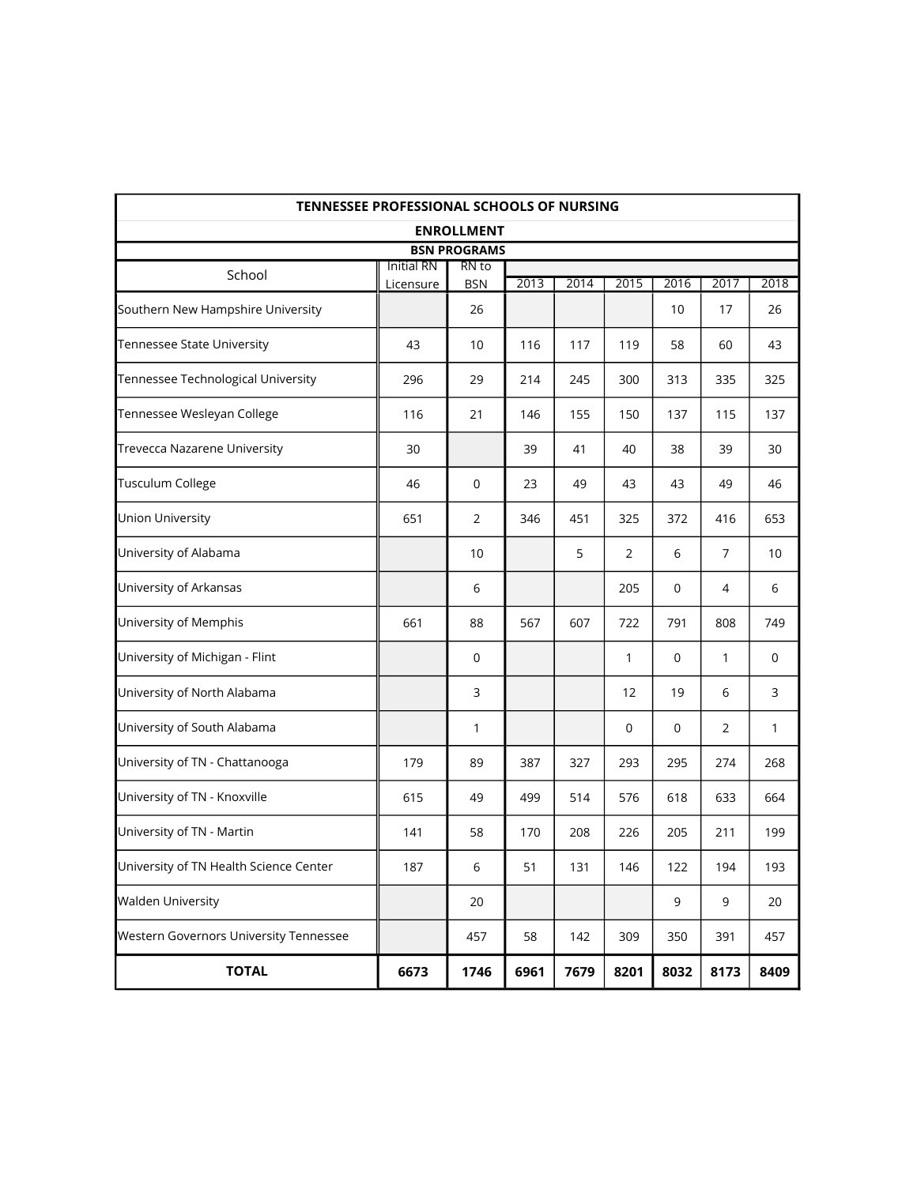| TENNESSEE PROFESSIONAL SCHOOLS OF NURSING | | | | | | | | |
|---|---|---|---|---|---|---|---|---|
| **ENROLLMENT** | | | | | | | | |
| **BSN PROGRAMS** | | | | | | | | |
| School | Initial RN Licensure | RN to BSN | 2013 | 2014 | 2015 | 2016 | 2017 | 2018 |
| Southern New Hampshire University | | 26 | | | | 10 | 17 | 26 |
| Tennessee State University | 43 | 10 | 116 | 117 | 119 | 58 | 60 | 43 |
| Tennessee Technological University | 296 | 29 | 214 | 245 | 300 | 313 | 335 | 325 |
| Tennessee Wesleyan College | 116 | 21 | 146 | 155 | 150 | 137 | 115 | 137 |
| Trevecca Nazarene University | 30 | | 39 | 41 | 40 | 38 | 39 | 30 |
| Tusculum College | 46 | 0 | 23 | 49 | 43 | 43 | 49 | 46 |
| Union University | 651 | 2 | 346 | 451 | 325 | 372 | 416 | 653 |
| University of Alabama | | 10 | | 5 | 2 | 6 | 7 | 10 |
| University of Arkansas | | 6 | | | 205 | 0 | 4 | 6 |
| University of Memphis | 661 | 88 | 567 | 607 | 722 | 791 | 808 | 749 |
| University of Michigan - Flint | | 0 | | | 1 | 0 | 1 | 0 |
| University of North Alabama | | 3 | | | 12 | 19 | 6 | 3 |
| University of South Alabama | | 1 | | | 0 | 0 | 2 | 1 |
| University of TN - Chattanooga | 179 | 89 | 387 | 327 | 293 | 295 | 274 | 268 |
| University of TN - Knoxville | 615 | 49 | 499 | 514 | 576 | 618 | 633 | 664 |
| University of TN - Martin | 141 | 58 | 170 | 208 | 226 | 205 | 211 | 199 |
| University of TN Health Science Center | 187 | 6 | 51 | 131 | 146 | 122 | 194 | 193 |
| Walden University | | 20 | | | | 9 | 9 | 20 |
| Western Governors University Tennessee | | 457 | 58 | 142 | 309 | 350 | 391 | 457 |
| **TOTAL** | **6673** | **1746** | **6961** | **7679** | **8201** | **8032** | **8173** | **8409** |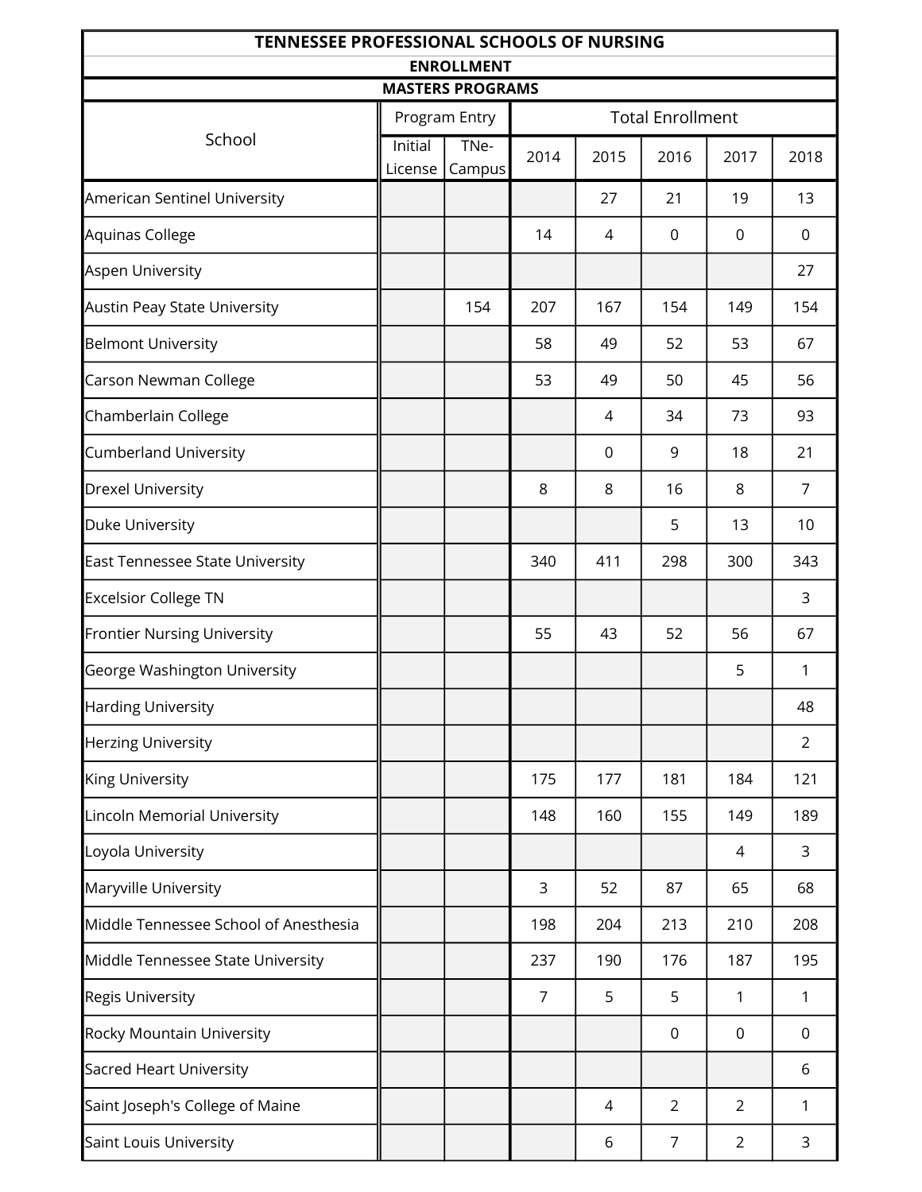| TENNESSEE PROFESSIONAL SCHOOLS OF NURSING | | | | | | | |
|---|---|---|---|---|---|---|---|
| ENROLLMENT | | | | | | | |
| MASTERS PROGRAMS | | | | | | | |
| School | Program Entry | | Total Enrollment | | | | |
| | Initial License | TNe-Campus | 2014 | 2015 | 2016 | 2017 | 2018 |
| American Sentinel University | | | | 27 | 21 | 19 | 13 |
| Aquinas College | | | 14 | 4 | 0 | 0 | 0 |
| Aspen University | | | | | | | 27 |
| Austin Peay State University | | 154 | 207 | 167 | 154 | 149 | 154 |
| Belmont University | | | 58 | 49 | 52 | 53 | 67 |
| Carson Newman College | | | 53 | 49 | 50 | 45 | 56 |
| Chamberlain College | | | | 4 | 34 | 73 | 93 |
| Cumberland University | | | | 0 | 9 | 18 | 21 |
| Drexel University | | | 8 | 8 | 16 | 8 | 7 |
| Duke University | | | | | 5 | 13 | 10 |
| East Tennessee State University | | | 340 | 411 | 298 | 300 | 343 |
| Excelsior College TN | | | | | | | 3 |
| Frontier Nursing University | | | 55 | 43 | 52 | 56 | 67 |
| George Washington University | | | | | | 5 | 1 |
| Harding University | | | | | | | 48 |
| Herzing University | | | | | | | 2 |
| King University | | | 175 | 177 | 181 | 184 | 121 |
| Lincoln Memorial University | | | 148 | 160 | 155 | 149 | 189 |
| Loyola University | | | | | | 4 | 3 |
| Maryville University | | | 3 | 52 | 87 | 65 | 68 |
| Middle Tennessee School of Anesthesia | | | 198 | 204 | 213 | 210 | 208 |
| Middle Tennessee State University | | | 237 | 190 | 176 | 187 | 195 |
| Regis University | | | 7 | 5 | 5 | 1 | 1 |
| Rocky Mountain University | | | | | 0 | 0 | 0 |
| Sacred Heart University | | | | | | | 6 |
| Saint Joseph's College of Maine | | | | 4 | 2 | 2 | 1 |
| Saint Louis University | | | | 6 | 7 | 2 | 3 |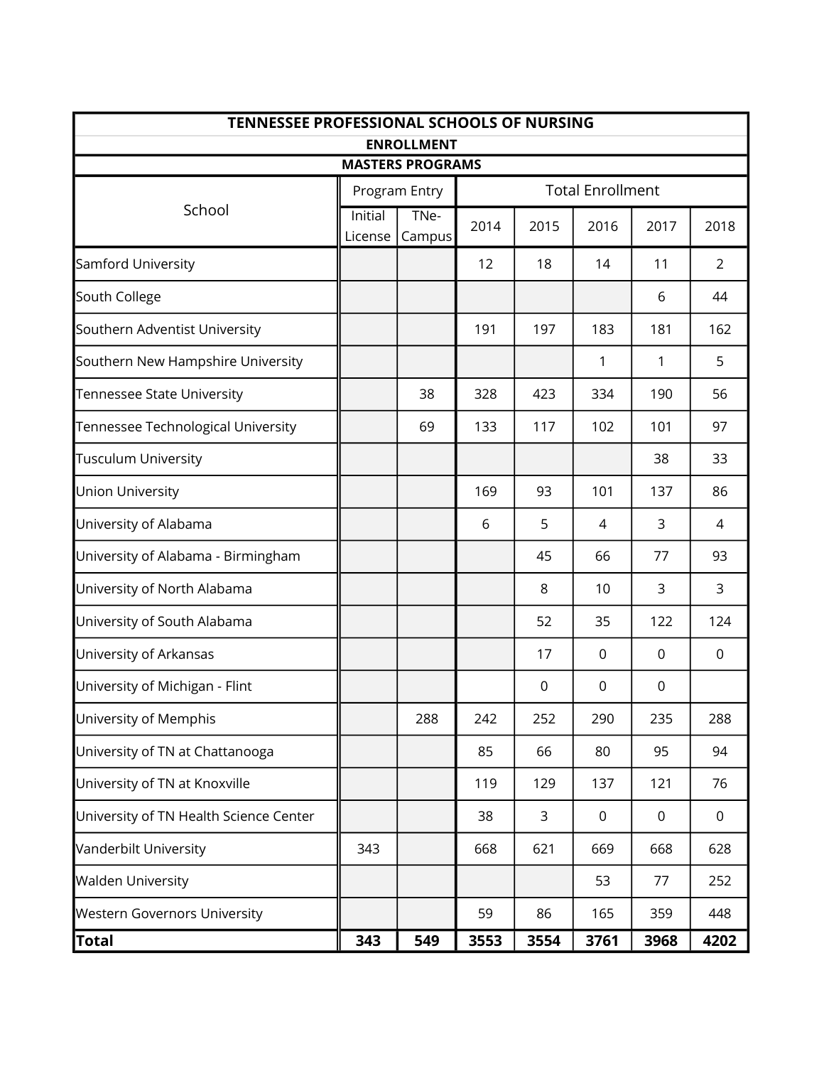| TENNESSEE PROFESSIONAL SCHOOLS OF NURSING | | | | | | | |
|---|---|---|---|---|---|---|---|
| **ENROLLMENT** | | | | | | | |
| **MASTERS PROGRAMS** | | | | | | | |
| School | Program Entry | | Total Enrollment | | | | |
| | Initial License | TNe-Campus | 2014 | 2015 | 2016 | 2017 | 2018 |
| Samford University | | | 12 | 18 | 14 | 11 | 2 |
| South College | | | | | | 6 | 44 |
| Southern Adventist University | | | 191 | 197 | 183 | 181 | 162 |
| Southern New Hampshire University | | | | | 1 | 1 | 5 |
| Tennessee State University | | 38 | 328 | 423 | 334 | 190 | 56 |
| Tennessee Technological University | | 69 | 133 | 117 | 102 | 101 | 97 |
| Tusculum University | | | | | | 38 | 33 |
| Union University | | | 169 | 93 | 101 | 137 | 86 |
| University of Alabama | | | 6 | 5 | 4 | 3 | 4 |
| University of Alabama - Birmingham | | | | 45 | 66 | 77 | 93 |
| University of North Alabama | | | | 8 | 10 | 3 | 3 |
| University of South Alabama | | | | 52 | 35 | 122 | 124 |
| University of Arkansas | | | | 17 | 0 | 0 | 0 |
| University of Michigan - Flint | | | | 0 | 0 | 0 | |
| University of Memphis | | 288 | 242 | 252 | 290 | 235 | 288 |
| University of TN at Chattanooga | | | 85 | 66 | 80 | 95 | 94 |
| University of TN at Knoxville | | | 119 | 129 | 137 | 121 | 76 |
| University of TN Health Science Center | | | 38 | 3 | 0 | 0 | 0 |
| Vanderbilt University | 343 | | 668 | 621 | 669 | 668 | 628 |
| Walden University | | | | | 53 | 77 | 252 |
| Western Governors University | | | 59 | 86 | 165 | 359 | 448 |
| **Total** | **343** | **549** | **3553** | **3554** | **3761** | **3968** | **4202** |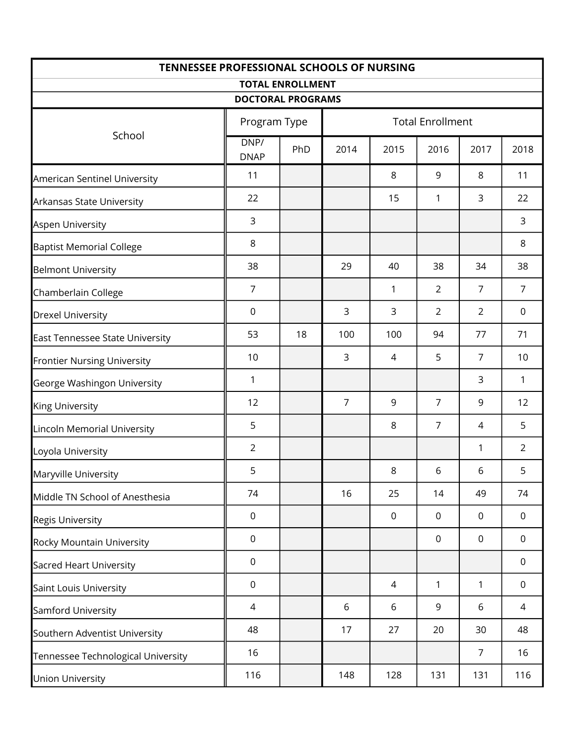| TENNESSEE PROFESSIONAL SCHOOLS OF NURSING | | | | | | | |
|---|---|---|---|---|---|---|---|
| TOTAL ENROLLMENT | | | | | | | |
| DOCTORAL PROGRAMS | | | | | | | |
| School | Program Type | | Total Enrollment | | | | |
| | DNP/ DNAP | PhD | 2014 | 2015 | 2016 | 2017 | 2018 |
| American Sentinel University | 11 | | | 8 | 9 | 8 | 11 |
| Arkansas State University | 22 | | | 15 | 1 | 3 | 22 |
| Aspen University | 3 | | | | | | 3 |
| Baptist Memorial College | 8 | | | | | | 8 |
| Belmont University | 38 | | 29 | 40 | 38 | 34 | 38 |
| Chamberlain College | 7 | | | 1 | 2 | 7 | 7 |
| Drexel University | 0 | | 3 | 3 | 2 | 2 | 0 |
| East Tennessee State University | 53 | 18 | 100 | 100 | 94 | 77 | 71 |
| Frontier Nursing University | 10 | | 3 | 4 | 5 | 7 | 10 |
| George Washingon University | 1 | | | | | 3 | 1 |
| King University | 12 | | 7 | 9 | 7 | 9 | 12 |
| Lincoln Memorial University | 5 | | | 8 | 7 | 4 | 5 |
| Loyola University | 2 | | | | | 1 | 2 |
| Maryville University | 5 | | | 8 | 6 | 6 | 5 |
| Middle TN School of Anesthesia | 74 | | 16 | 25 | 14 | 49 | 74 |
| Regis University | 0 | | | 0 | 0 | 0 | 0 |
| Rocky Mountain University | 0 | | | | 0 | 0 | 0 |
| Sacred Heart University | 0 | | | | | | 0 |
| Saint Louis University | 0 | | | 4 | 1 | 1 | 0 |
| Samford University | 4 | | 6 | 6 | 9 | 6 | 4 |
| Southern Adventist University | 48 | | 17 | 27 | 20 | 30 | 48 |
| Tennessee Technological University | 16 | | | | | 7 | 16 |
| Union University | 116 | | 148 | 128 | 131 | 131 | 116 |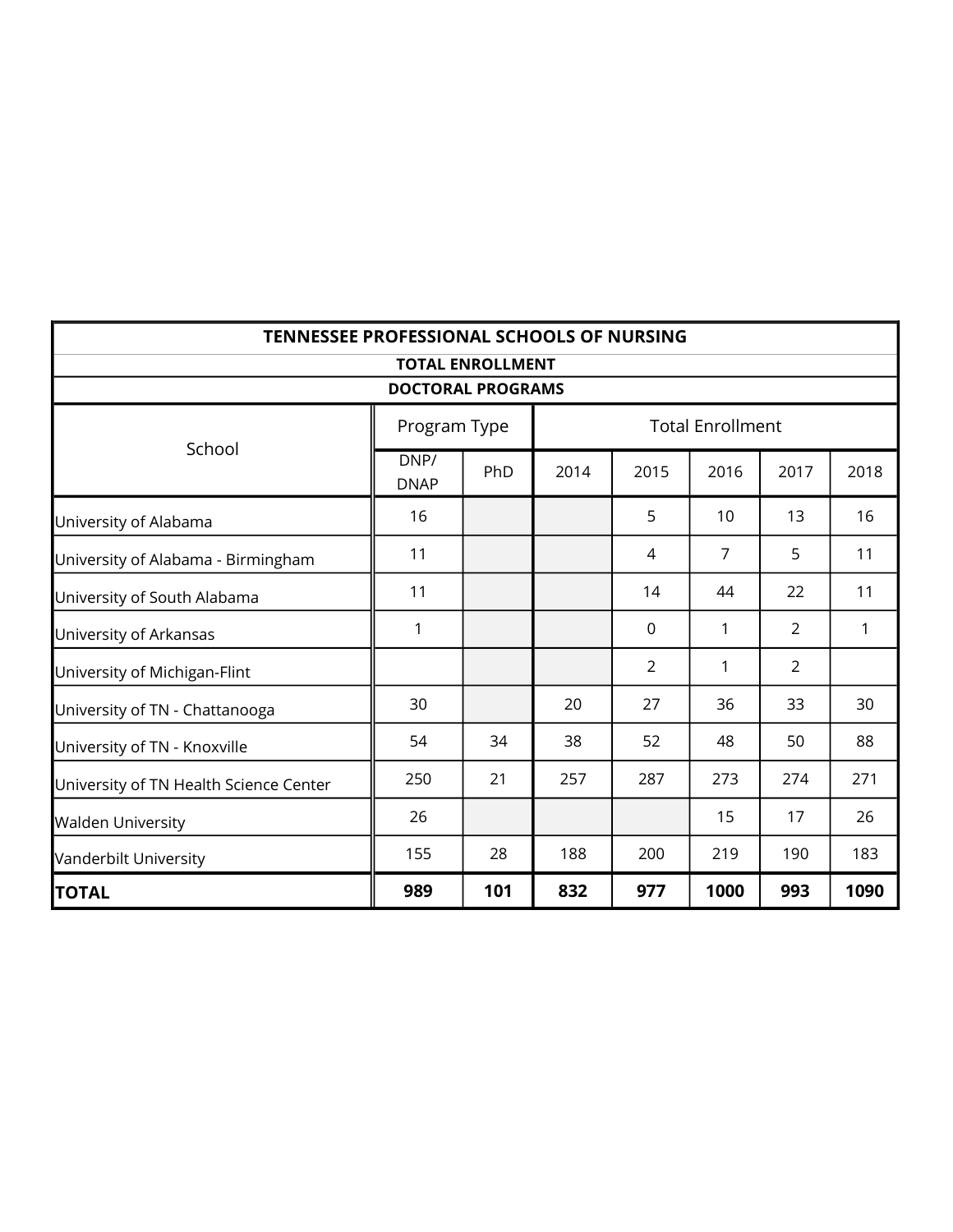| TENNESSEE PROFESSIONAL SCHOOLS OF NURSING | | | | | | | |
|---|---|---|---|---|---|---|---|
| **TOTAL ENROLLMENT** | | | | | | | |
| **DOCTORAL PROGRAMS** | | | | | | | |
| School | Program Type | | Total Enrollment | | | | |
| | DNP/ DNAP | PhD | 2014 | 2015 | 2016 | 2017 | 2018 |
| University of Alabama | 16 | | | 5 | 10 | 13 | 16 |
| University of Alabama - Birmingham | 11 | | | 4 | 7 | 5 | 11 |
| University of South Alabama | 11 | | | 14 | 44 | 22 | 11 |
| University of Arkansas | 1 | | | 0 | 1 | 2 | 1 |
| University of Michigan-Flint | | | | 2 | 1 | 2 | |
| University of TN - Chattanooga | 30 | | 20 | 27 | 36 | 33 | 30 |
| University of TN - Knoxville | 54 | 34 | 38 | 52 | 48 | 50 | 88 |
| University of TN Health Science Center | 250 | 21 | 257 | 287 | 273 | 274 | 271 |
| Walden University | 26 | | | | 15 | 17 | 26 |
| Vanderbilt University | 155 | 28 | 188 | 200 | 219 | 190 | 183 |
| **TOTAL** | **989** | **101** | **832** | **977** | **1000** | **993** | **1090** |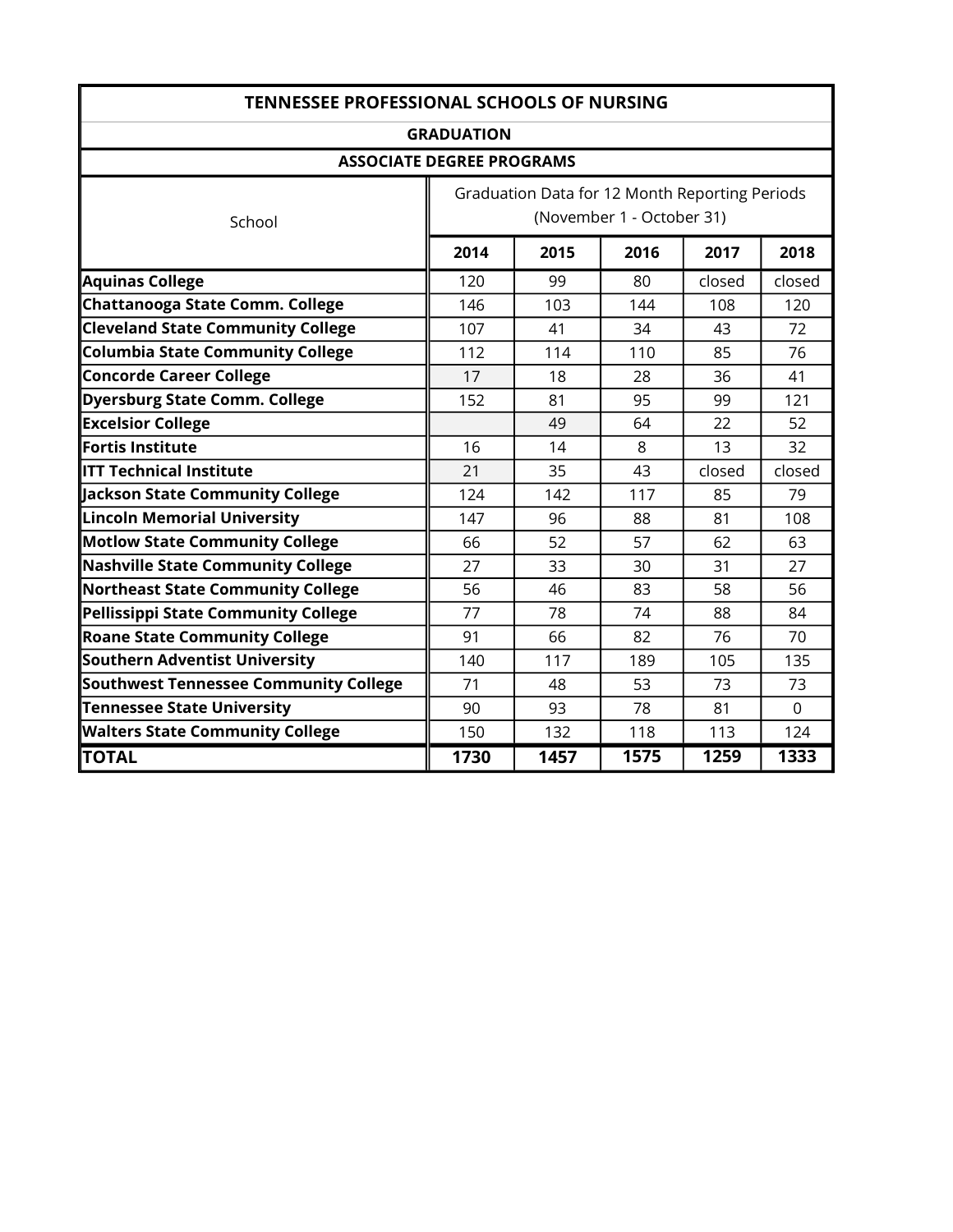## TENNESSEE PROFESSIONAL SCHOOLS OF NURSING

### GRADUATION

### ASSOCIATE DEGREE PROGRAMS

| School | Graduation Data for 12 Month Reporting Periods (November 1 - October 31) | | | | |
|---|---|---|---|---|---|
| | **2014** | **2015** | **2016** | **2017** | **2018** |
| **Aquinas College** | 120 | 99 | 80 | closed | closed |
| **Chattanooga State Comm. College** | 146 | 103 | 144 | 108 | 120 |
| **Cleveland State Community College** | 107 | 41 | 34 | 43 | 72 |
| **Columbia State Community College** | 112 | 114 | 110 | 85 | 76 |
| **Concorde Career College** | 17 | 18 | 28 | 36 | 41 |
| **Dyersburg State Comm. College** | 152 | 81 | 95 | 99 | 121 |
| **Excelsior College** | | 49 | 64 | 22 | 52 |
| **Fortis Institute** | 16 | 14 | 8 | 13 | 32 |
| **ITT Technical Institute** | 21 | 35 | 43 | closed | closed |
| **Jackson State Community College** | 124 | 142 | 117 | 85 | 79 |
| **Lincoln Memorial University** | 147 | 96 | 88 | 81 | 108 |
| **Motlow State Community College** | 66 | 52 | 57 | 62 | 63 |
| **Nashville State Community College** | 27 | 33 | 30 | 31 | 27 |
| **Northeast State Community College** | 56 | 46 | 83 | 58 | 56 |
| **Pellissippi State Community College** | 77 | 78 | 74 | 88 | 84 |
| **Roane State Community College** | 91 | 66 | 82 | 76 | 70 |
| **Southern Adventist University** | 140 | 117 | 189 | 105 | 135 |
| **Southwest Tennessee Community College** | 71 | 48 | 53 | 73 | 73 |
| **Tennessee State University** | 90 | 93 | 78 | 81 | 0 |
| **Walters State Community College** | 150 | 132 | 118 | 113 | 124 |
| **TOTAL** | **1730** | **1457** | **1575** | **1259** | **1333** |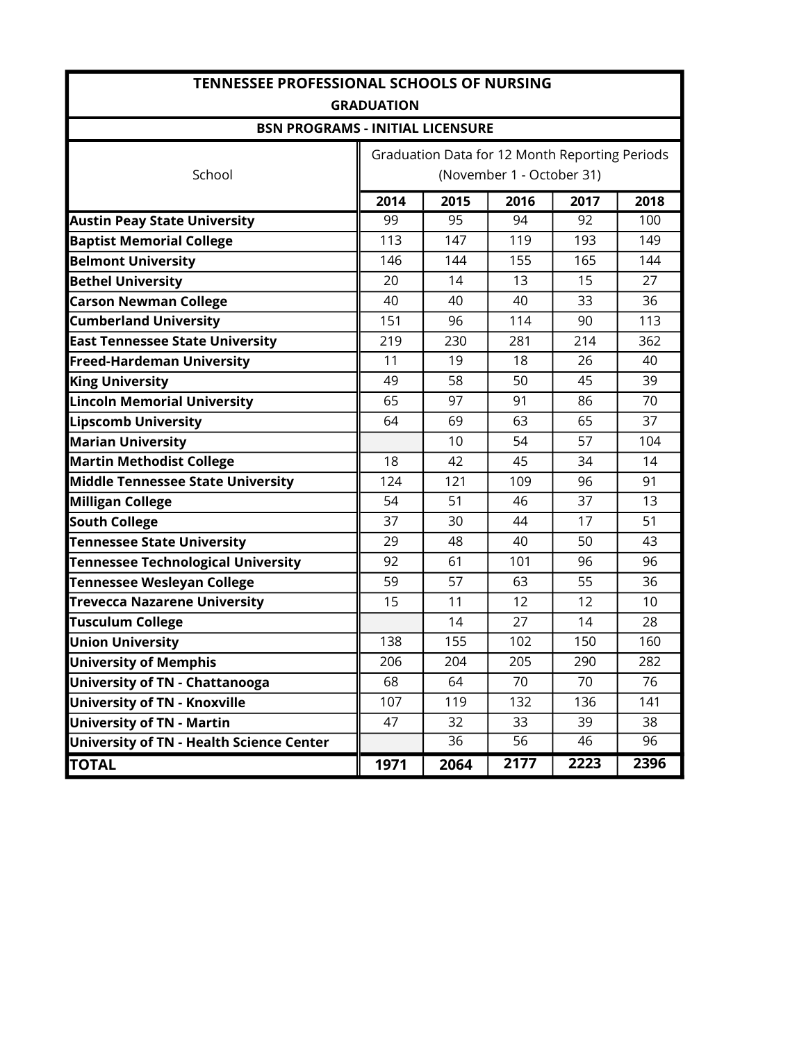| TENNESSEE PROFESSIONAL SCHOOLS OF NURSING<br>GRADUATION | | | | | |
|---|---|---|---|---|---|
| **BSN PROGRAMS - INITIAL LICENSURE** | | | | | |
| School | Graduation Data for 12 Month Reporting Periods (November 1 - October 31) | | | | |
| | **2014** | **2015** | **2016** | **2017** | **2018** |
| **Austin Peay State University** | 99 | 95 | 94 | 92 | 100 |
| **Baptist Memorial College** | 113 | 147 | 119 | 193 | 149 |
| **Belmont University** | 146 | 144 | 155 | 165 | 144 |
| **Bethel University** | 20 | 14 | 13 | 15 | 27 |
| **Carson Newman College** | 40 | 40 | 40 | 33 | 36 |
| **Cumberland University** | 151 | 96 | 114 | 90 | 113 |
| **East Tennessee State University** | 219 | 230 | 281 | 214 | 362 |
| **Freed-Hardeman University** | 11 | 19 | 18 | 26 | 40 |
| **King University** | 49 | 58 | 50 | 45 | 39 |
| **Lincoln Memorial University** | 65 | 97 | 91 | 86 | 70 |
| **Lipscomb University** | 64 | 69 | 63 | 65 | 37 |
| **Marian University** | | 10 | 54 | 57 | 104 |
| **Martin Methodist College** | 18 | 42 | 45 | 34 | 14 |
| **Middle Tennessee State University** | 124 | 121 | 109 | 96 | 91 |
| **Milligan College** | 54 | 51 | 46 | 37 | 13 |
| **South College** | 37 | 30 | 44 | 17 | 51 |
| **Tennessee State University** | 29 | 48 | 40 | 50 | 43 |
| **Tennessee Technological University** | 92 | 61 | 101 | 96 | 96 |
| **Tennessee Wesleyan College** | 59 | 57 | 63 | 55 | 36 |
| **Trevecca Nazarene University** | 15 | 11 | 12 | 12 | 10 |
| **Tusculum College** | | 14 | 27 | 14 | 28 |
| **Union University** | 138 | 155 | 102 | 150 | 160 |
| **University of Memphis** | 206 | 204 | 205 | 290 | 282 |
| **University of TN - Chattanooga** | 68 | 64 | 70 | 70 | 76 |
| **University of TN - Knoxville** | 107 | 119 | 132 | 136 | 141 |
| **University of TN - Martin** | 47 | 32 | 33 | 39 | 38 |
| **University of TN - Health Science Center** | | 36 | 56 | 46 | 96 |
| **TOTAL** | **1971** | **2064** | **2177** | **2223** | **2396** |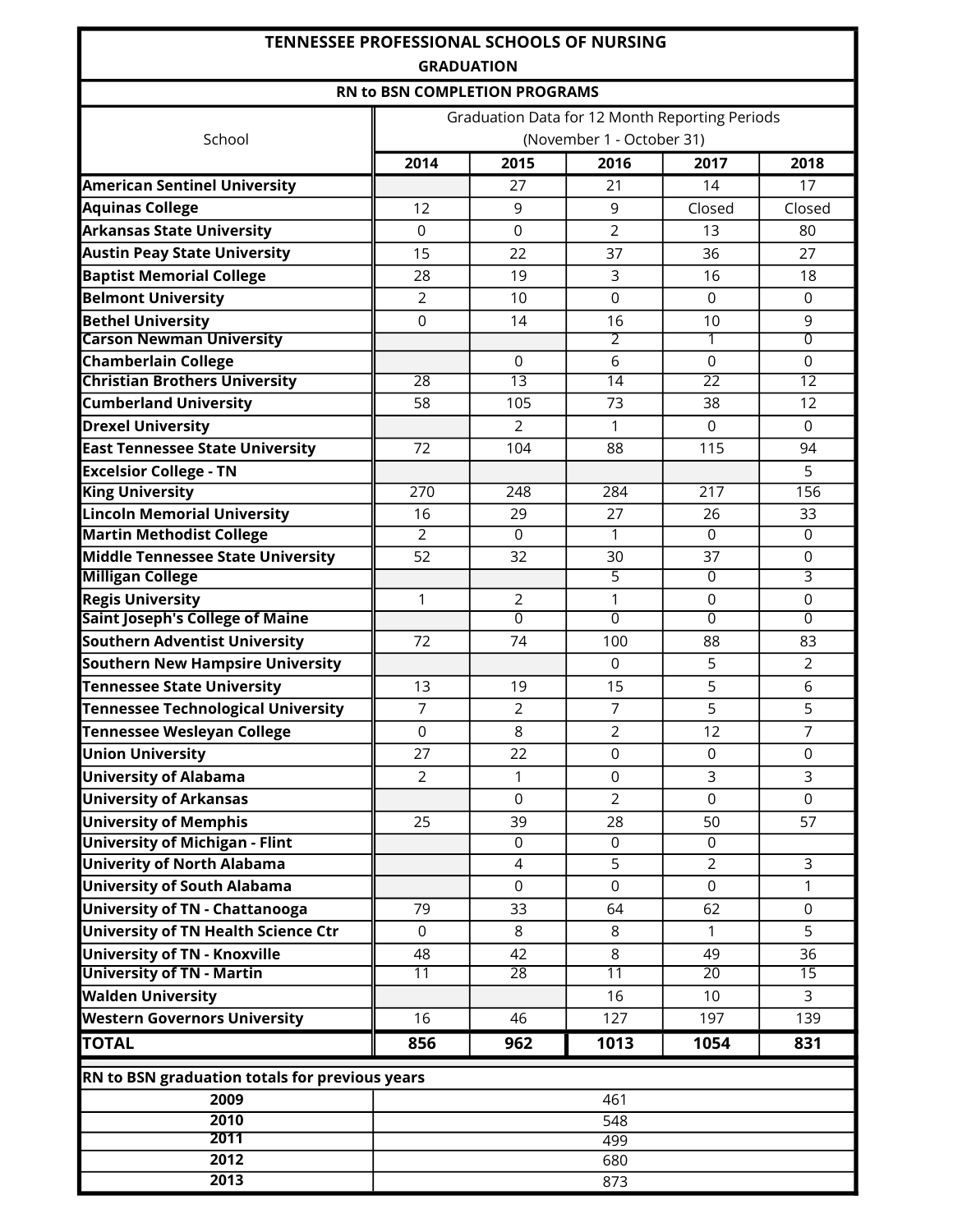# TENNESSEE PROFESSIONAL SCHOOLS OF NURSING

## GRADUATION

### RN to BSN COMPLETION PROGRAMS

| School | Graduation Data for 12 Month Reporting Periods (November 1 - October 31) | | | | |
|---|---|---|---|---|---|
| | **2014** | **2015** | **2016** | **2017** | **2018** |
| **American Sentinel University** | | 27 | 21 | 14 | 17 |
| **Aquinas College** | 12 | 9 | 9 | Closed | Closed |
| **Arkansas State University** | 0 | 0 | 2 | 13 | 80 |
| **Austin Peay State University** | 15 | 22 | 37 | 36 | 27 |
| **Baptist Memorial College** | 28 | 19 | 3 | 16 | 18 |
| **Belmont University** | 2 | 10 | 0 | 0 | 0 |
| **Bethel University** | 0 | 14 | 16 | 10 | 9 |
| **Carson Newman University** | | | 2 | 1 | 0 |
| **Chamberlain College** | | 0 | 6 | 0 | 0 |
| **Christian Brothers University** | 28 | 13 | 14 | 22 | 12 |
| **Cumberland University** | 58 | 105 | 73 | 38 | 12 |
| **Drexel University** | | 2 | 1 | 0 | 0 |
| **East Tennessee State University** | 72 | 104 | 88 | 115 | 94 |
| **Excelsior College - TN** | | | | | 5 |
| **King University** | 270 | 248 | 284 | 217 | 156 |
| **Lincoln Memorial University** | 16 | 29 | 27 | 26 | 33 |
| **Martin Methodist College** | 2 | 0 | 1 | 0 | 0 |
| **Middle Tennessee State University** | 52 | 32 | 30 | 37 | 0 |
| **Milligan College** | | | 5 | 0 | 3 |
| **Regis University** | 1 | 2 | 1 | 0 | 0 |
| **Saint Joseph's College of Maine** | | 0 | 0 | 0 | 0 |
| **Southern Adventist University** | 72 | 74 | 100 | 88 | 83 |
| **Southern New Hampsire University** | | | 0 | 5 | 2 |
| **Tennessee State University** | 13 | 19 | 15 | 5 | 6 |
| **Tennessee Technological University** | 7 | 2 | 7 | 5 | 5 |
| **Tennessee Wesleyan College** | 0 | 8 | 2 | 12 | 7 |
| **Union University** | 27 | 22 | 0 | 0 | 0 |
| **University of Alabama** | 2 | 1 | 0 | 3 | 3 |
| **University of Arkansas** | | 0 | 2 | 0 | 0 |
| **University of Memphis** | 25 | 39 | 28 | 50 | 57 |
| **University of Michigan - Flint** | | 0 | 0 | 0 | |
| **Univerity of North Alabama** | | 4 | 5 | 2 | 3 |
| **University of South Alabama** | | 0 | 0 | 0 | 1 |
| **University of TN - Chattanooga** | 79 | 33 | 64 | 62 | 0 |
| **University of TN Health Science Ctr** | 0 | 8 | 8 | 1 | 5 |
| **University of TN - Knoxville** | 48 | 42 | 8 | 49 | 36 |
| **University of TN - Martin** | 11 | 28 | 11 | 20 | 15 |
| **Walden University** | | | 16 | 10 | 3 |
| **Western Governors University** | 16 | 46 | 127 | 197 | 139 |
| **TOTAL** | **856** | **962** | **1013** | **1054** | **831** |

| RN to BSN graduation totals for previous years | |
|---|---|
| **2009** | 461 |
| **2010** | 548 |
| **2011** | 499 |
| **2012** | 680 |
| **2013** | 873 |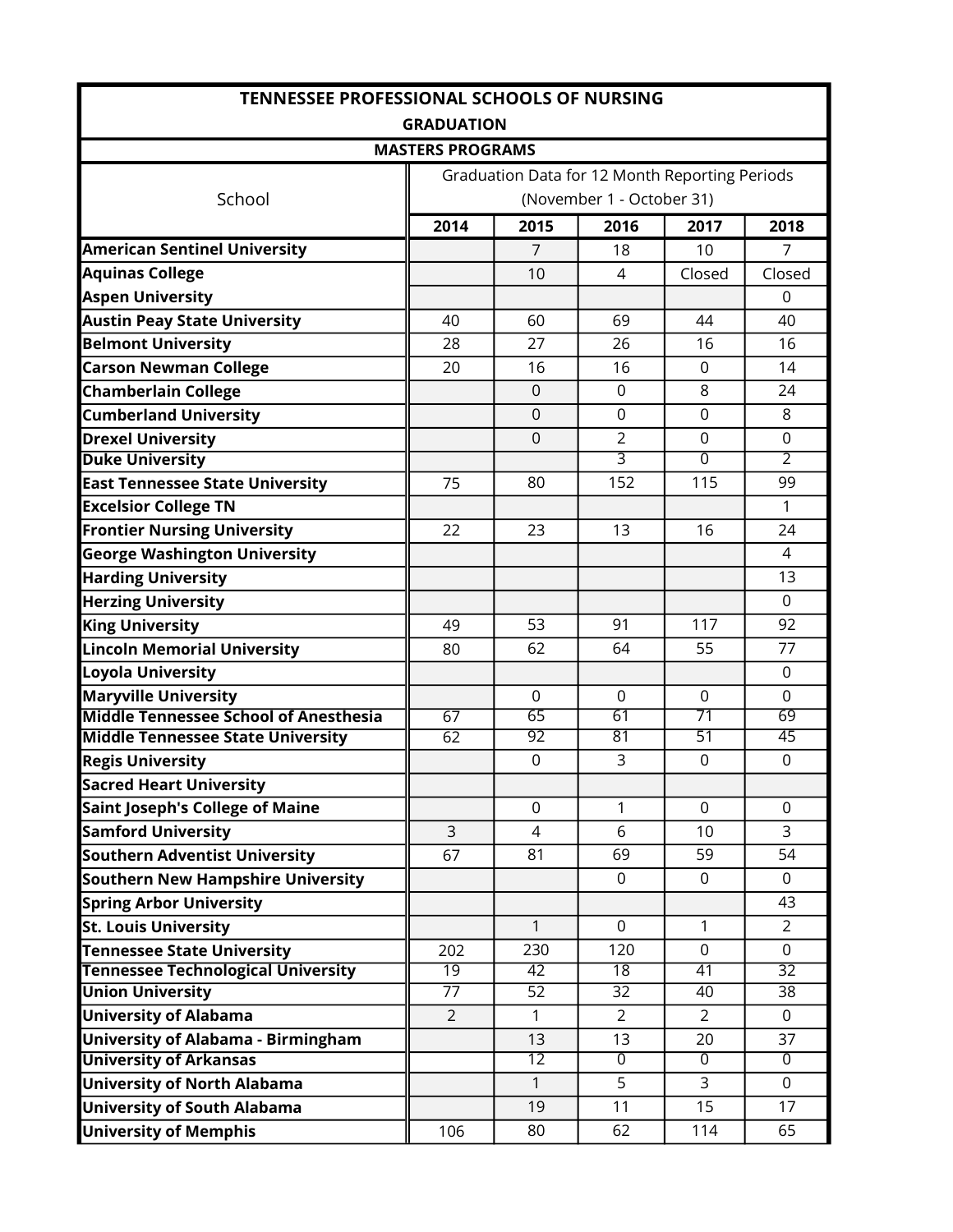# TENNESSEE PROFESSIONAL SCHOOLS OF NURSING

## GRADUATION

### MASTERS PROGRAMS

| School | Graduation Data for 12 Month Reporting Periods (November 1 - October 31) | | | | |
|---|---|---|---|---|---|
| | 2014 | 2015 | 2016 | 2017 | 2018 |
| American Sentinel University | | 7 | 18 | 10 | 7 |
| Aquinas College | | 10 | 4 | Closed | Closed |
| Aspen University | | | | | 0 |
| Austin Peay State University | 40 | 60 | 69 | 44 | 40 |
| Belmont University | 28 | 27 | 26 | 16 | 16 |
| Carson Newman College | 20 | 16 | 16 | 0 | 14 |
| Chamberlain College | | 0 | 0 | 8 | 24 |
| Cumberland University | | 0 | 0 | 0 | 8 |
| Drexel University | | 0 | 2 | 0 | 0 |
| Duke University | | | 3 | 0 | 2 |
| East Tennessee State University | 75 | 80 | 152 | 115 | 99 |
| Excelsior College TN | | | | | 1 |
| Frontier Nursing University | 22 | 23 | 13 | 16 | 24 |
| George Washington University | | | | | 4 |
| Harding University | | | | | 13 |
| Herzing University | | | | | 0 |
| King University | 49 | 53 | 91 | 117 | 92 |
| Lincoln Memorial University | 80 | 62 | 64 | 55 | 77 |
| Loyola University | | | | | 0 |
| Maryville University | | 0 | 0 | 0 | 0 |
| Middle Tennessee School of Anesthesia | 67 | 65 | 61 | 71 | 69 |
| Middle Tennessee State University | 62 | 92 | 81 | 51 | 45 |
| Regis University | | 0 | 3 | 0 | 0 |
| Sacred Heart University | | | | | |
| Saint Joseph's College of Maine | | 0 | 1 | 0 | 0 |
| Samford University | 3 | 4 | 6 | 10 | 3 |
| Southern Adventist University | 67 | 81 | 69 | 59 | 54 |
| Southern New Hampshire University | | | 0 | 0 | 0 |
| Spring Arbor University | | | | | 43 |
| St. Louis University | | 1 | 0 | 1 | 2 |
| Tennessee State University | 202 | 230 | 120 | 0 | 0 |
| Tennessee Technological University | 19 | 42 | 18 | 41 | 32 |
| Union University | 77 | 52 | 32 | 40 | 38 |
| University of Alabama | 2 | 1 | 2 | 2 | 0 |
| University of Alabama - Birmingham | | 13 | 13 | 20 | 37 |
| University of Arkansas | | 12 | 0 | 0 | 0 |
| University of North Alabama | | 1 | 5 | 3 | 0 |
| University of South Alabama | | 19 | 11 | 15 | 17 |
| University of Memphis | 106 | 80 | 62 | 114 | 65 |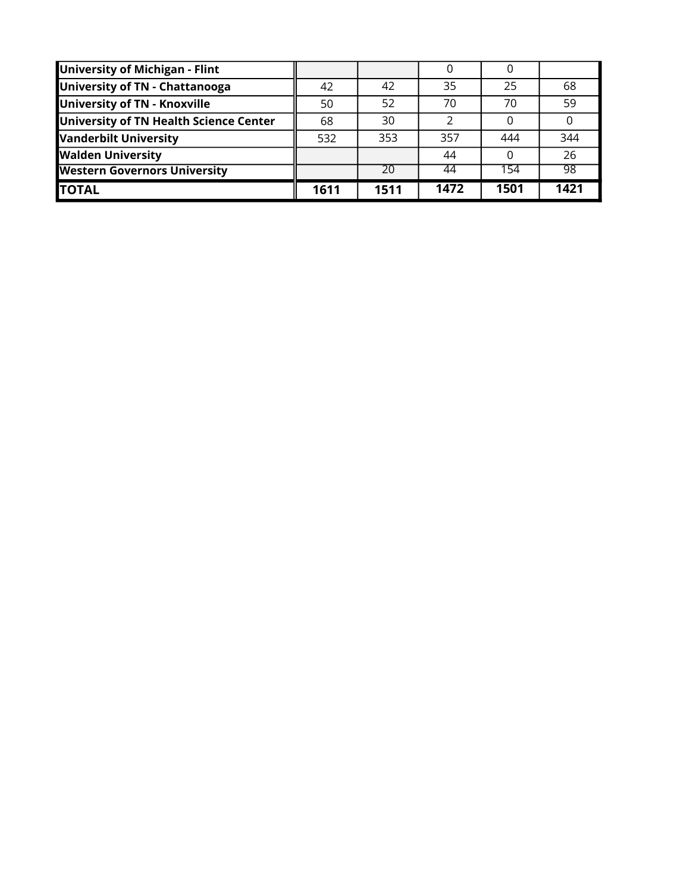| | | | | | |
|---|---|---|---|---|---|
| **University of Michigan - Flint** | | | 0 | 0 | |
| **University of TN - Chattanooga** | 42 | 42 | 35 | 25 | 68 |
| **University of TN - Knoxville** | 50 | 52 | 70 | 70 | 59 |
| **University of TN Health Science Center** | 68 | 30 | 2 | 0 | 0 |
| **Vanderbilt University** | 532 | 353 | 357 | 444 | 344 |
| **Walden University** | | | 44 | 0 | 26 |
| **Western Governors University** | | 20 | 44 | 154 | 98 |
| **TOTAL** | **1611** | **1511** | **1472** | **1501** | **1421** |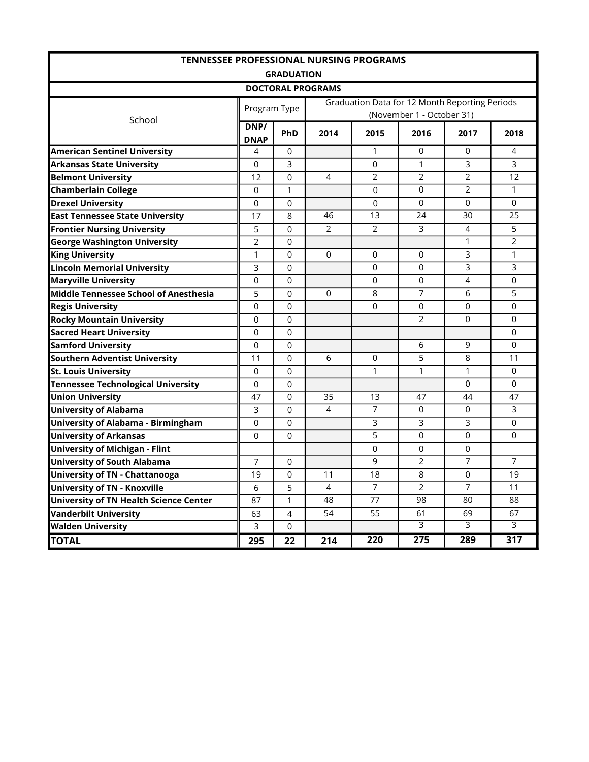| TENNESSEE PROFESSIONAL NURSING PROGRAMS | | | | | | | |
|---|---|---|---|---|---|---|---|
| GRADUATION | | | | | | | |
| DOCTORAL PROGRAMS | | | | | | | |
| School | Program Type | | Graduation Data for 12 Month Reporting Periods (November 1 - October 31) | | | | |
| | DNP/ DNAP | PhD | 2014 | 2015 | 2016 | 2017 | 2018 |
| **American Sentinel University** | 4 | 0 | | 1 | 0 | 0 | 4 |
| **Arkansas State University** | 0 | 3 | | 0 | 1 | 3 | 3 |
| **Belmont University** | 12 | 0 | 4 | 2 | 2 | 2 | 12 |
| **Chamberlain College** | 0 | 1 | | 0 | 0 | 2 | 1 |
| **Drexel University** | 0 | 0 | | 0 | 0 | 0 | 0 |
| **East Tennessee State University** | 17 | 8 | 46 | 13 | 24 | 30 | 25 |
| **Frontier Nursing University** | 5 | 0 | 2 | 2 | 3 | 4 | 5 |
| **George Washington University** | 2 | 0 | | | | 1 | 2 |
| **King University** | 1 | 0 | 0 | 0 | 0 | 3 | 1 |
| **Lincoln Memorial University** | 3 | 0 | | 0 | 0 | 3 | 3 |
| **Maryville University** | 0 | 0 | | 0 | 0 | 4 | 0 |
| **Middle Tennessee School of Anesthesia** | 5 | 0 | 0 | 8 | 7 | 6 | 5 |
| **Regis University** | 0 | 0 | | 0 | 0 | 0 | 0 |
| **Rocky Mountain University** | 0 | 0 | | | 2 | 0 | 0 |
| **Sacred Heart University** | 0 | 0 | | | | | 0 |
| **Samford University** | 0 | 0 | | | 6 | 9 | 0 |
| **Southern Adventist University** | 11 | 0 | 6 | 0 | 5 | 8 | 11 |
| **St. Louis University** | 0 | 0 | | 1 | 1 | 1 | 0 |
| **Tennessee Technological University** | 0 | 0 | | | | 0 | 0 |
| **Union University** | 47 | 0 | 35 | 13 | 47 | 44 | 47 |
| **University of Alabama** | 3 | 0 | 4 | 7 | 0 | 0 | 3 |
| **University of Alabama - Birmingham** | 0 | 0 | | 3 | 3 | 3 | 0 |
| **University of Arkansas** | 0 | 0 | | 5 | 0 | 0 | 0 |
| **University of Michigan - Flint** | | | | 0 | 0 | 0 | |
| **University of South Alabama** | 7 | 0 | | 9 | 2 | 7 | 7 |
| **University of TN - Chattanooga** | 19 | 0 | 11 | 18 | 8 | 0 | 19 |
| **University of TN - Knoxville** | 6 | 5 | 4 | 7 | 2 | 7 | 11 |
| **University of TN Health Science Center** | 87 | 1 | 48 | 77 | 98 | 80 | 88 |
| **Vanderbilt University** | 63 | 4 | 54 | 55 | 61 | 69 | 67 |
| **Walden University** | 3 | 0 | | | 3 | 3 | 3 |
| **TOTAL** | **295** | **22** | **214** | **220** | **275** | **289** | **317** |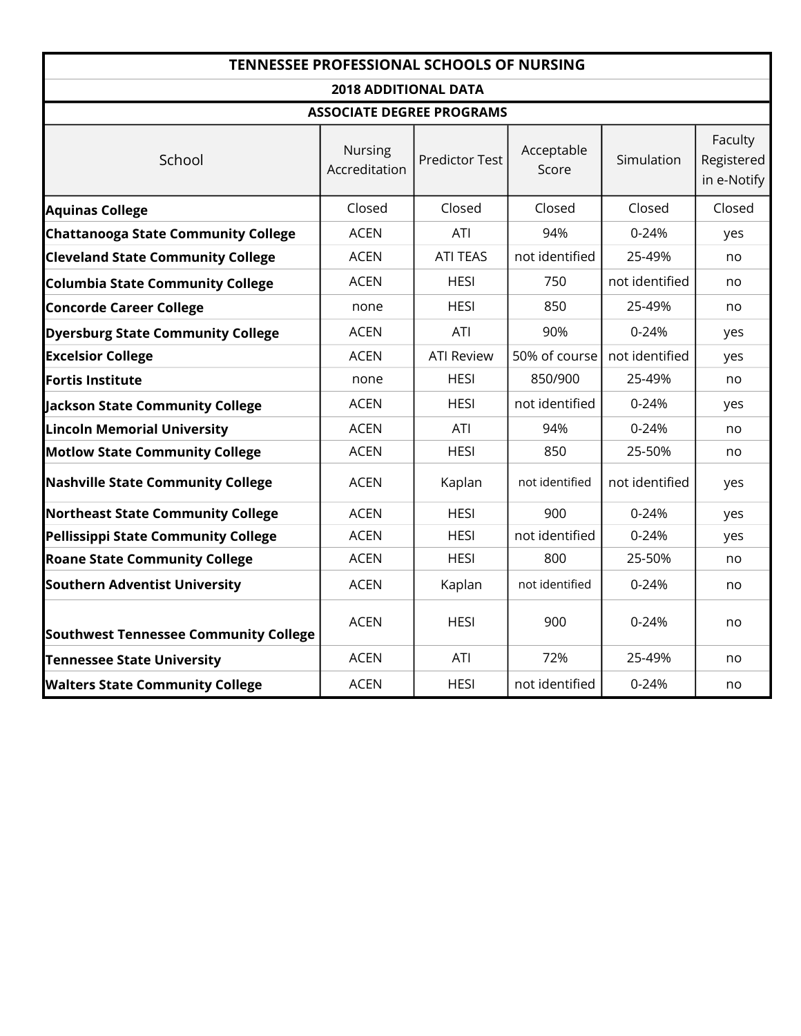# TENNESSEE PROFESSIONAL SCHOOLS OF NURSING

## 2018 ADDITIONAL DATA

### ASSOCIATE DEGREE PROGRAMS

| School | Nursing Accreditation | Predictor Test | Acceptable Score | Simulation | Faculty Registered in e-Notify |
|---|---|---|---|---|---|
| **Aquinas College** | Closed | Closed | Closed | Closed | Closed |
| **Chattanooga State Community College** | ACEN | ATI | 94% | 0-24% | yes |
| **Cleveland State Community College** | ACEN | ATI TEAS | not identified | 25-49% | no |
| **Columbia State Community College** | ACEN | HESI | 750 | not identified | no |
| **Concorde Career College** | none | HESI | 850 | 25-49% | no |
| **Dyersburg State Community College** | ACEN | ATI | 90% | 0-24% | yes |
| **Excelsior College** | ACEN | ATI Review | 50% of course | not identified | yes |
| **Fortis Institute** | none | HESI | 850/900 | 25-49% | no |
| **Jackson State Community College** | ACEN | HESI | not identified | 0-24% | yes |
| **Lincoln Memorial University** | ACEN | ATI | 94% | 0-24% | no |
| **Motlow State Community College** | ACEN | HESI | 850 | 25-50% | no |
| **Nashville State Community College** | ACEN | Kaplan | not identified | not identified | yes |
| **Northeast State Community College** | ACEN | HESI | 900 | 0-24% | yes |
| **Pellissippi State Community College** | ACEN | HESI | not identified | 0-24% | yes |
| **Roane State Community College** | ACEN | HESI | 800 | 25-50% | no |
| **Southern Adventist University** | ACEN | Kaplan | not identified | 0-24% | no |
| **Southwest Tennessee Community College** | ACEN | HESI | 900 | 0-24% | no |
| **Tennessee State University** | ACEN | ATI | 72% | 25-49% | no |
| **Walters State Community College** | ACEN | HESI | not identified | 0-24% | no |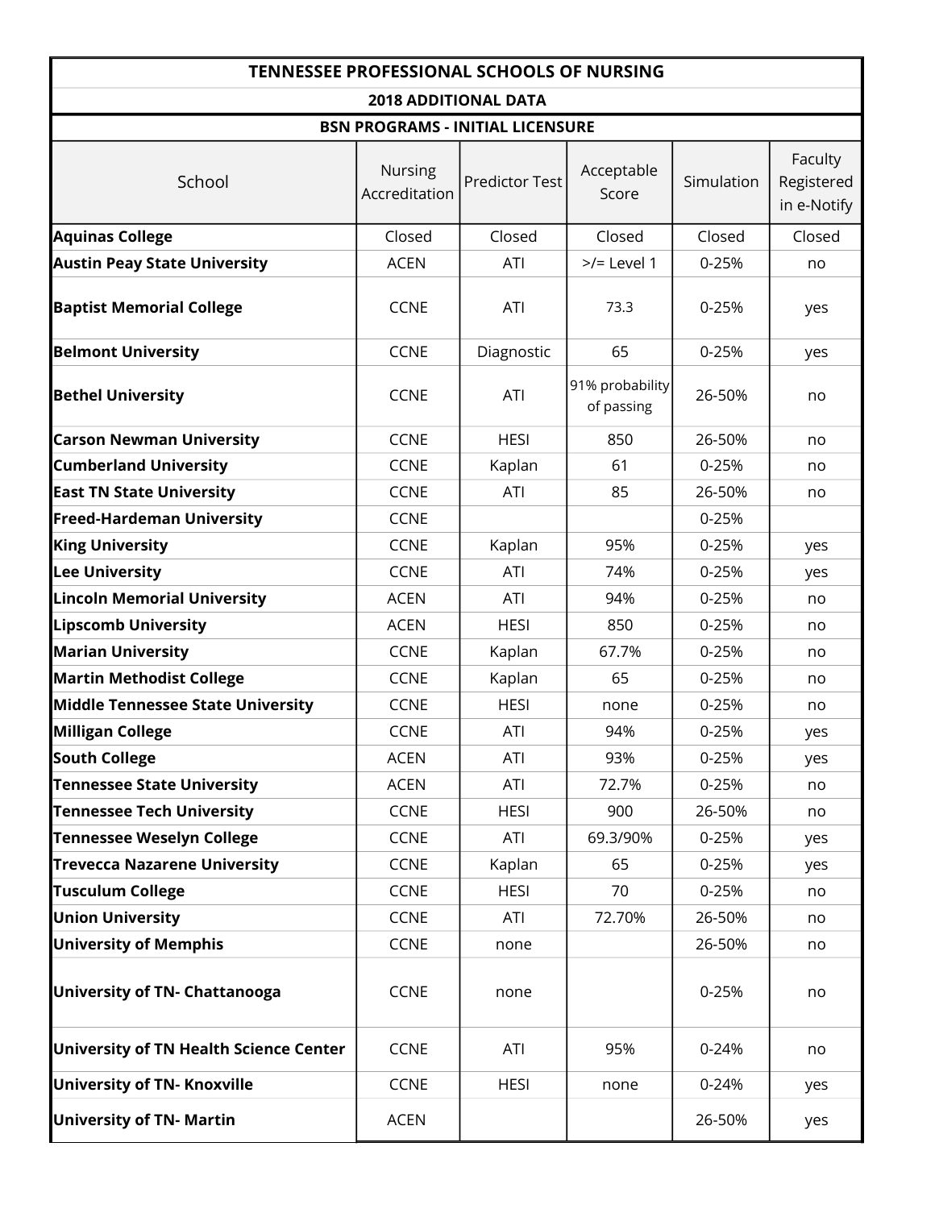# TENNESSEE PROFESSIONAL SCHOOLS OF NURSING

## 2018 ADDITIONAL DATA

### BSN PROGRAMS - INITIAL LICENSURE

| School | Nursing Accreditation | Predictor Test | Acceptable Score | Simulation | Faculty Registered in e-Notify |
|---|---|---|---|---|---|
| **Aquinas College** | Closed | Closed | Closed | Closed | Closed |
| **Austin Peay State University** | ACEN | ATI | >/= Level 1 | 0-25% | no |
| **Baptist Memorial College** | CCNE | ATI | 73.3 | 0-25% | yes |
| **Belmont University** | CCNE | Diagnostic | 65 | 0-25% | yes |
| **Bethel University** | CCNE | ATI | 91% probability of passing | 26-50% | no |
| **Carson Newman University** | CCNE | HESI | 850 | 26-50% | no |
| **Cumberland University** | CCNE | Kaplan | 61 | 0-25% | no |
| **East TN State University** | CCNE | ATI | 85 | 26-50% | no |
| **Freed-Hardeman University** | CCNE | | | 0-25% | |
| **King University** | CCNE | Kaplan | 95% | 0-25% | yes |
| **Lee University** | CCNE | ATI | 74% | 0-25% | yes |
| **Lincoln Memorial University** | ACEN | ATI | 94% | 0-25% | no |
| **Lipscomb University** | ACEN | HESI | 850 | 0-25% | no |
| **Marian University** | CCNE | Kaplan | 67.7% | 0-25% | no |
| **Martin Methodist College** | CCNE | Kaplan | 65 | 0-25% | no |
| **Middle Tennessee State University** | CCNE | HESI | none | 0-25% | no |
| **Milligan College** | CCNE | ATI | 94% | 0-25% | yes |
| **South College** | ACEN | ATI | 93% | 0-25% | yes |
| **Tennessee State University** | ACEN | ATI | 72.7% | 0-25% | no |
| **Tennessee Tech University** | CCNE | HESI | 900 | 26-50% | no |
| **Tennessee Weselyn College** | CCNE | ATI | 69.3/90% | 0-25% | yes |
| **Trevecca Nazarene University** | CCNE | Kaplan | 65 | 0-25% | yes |
| **Tusculum College** | CCNE | HESI | 70 | 0-25% | no |
| **Union University** | CCNE | ATI | 72.70% | 26-50% | no |
| **University of Memphis** | CCNE | none | | 26-50% | no |
| **University of TN- Chattanooga** | CCNE | none | | 0-25% | no |
| **University of TN Health Science Center** | CCNE | ATI | 95% | 0-24% | no |
| **University of TN- Knoxville** | CCNE | HESI | none | 0-24% | yes |
| **University of TN- Martin** | ACEN | | | 26-50% | yes |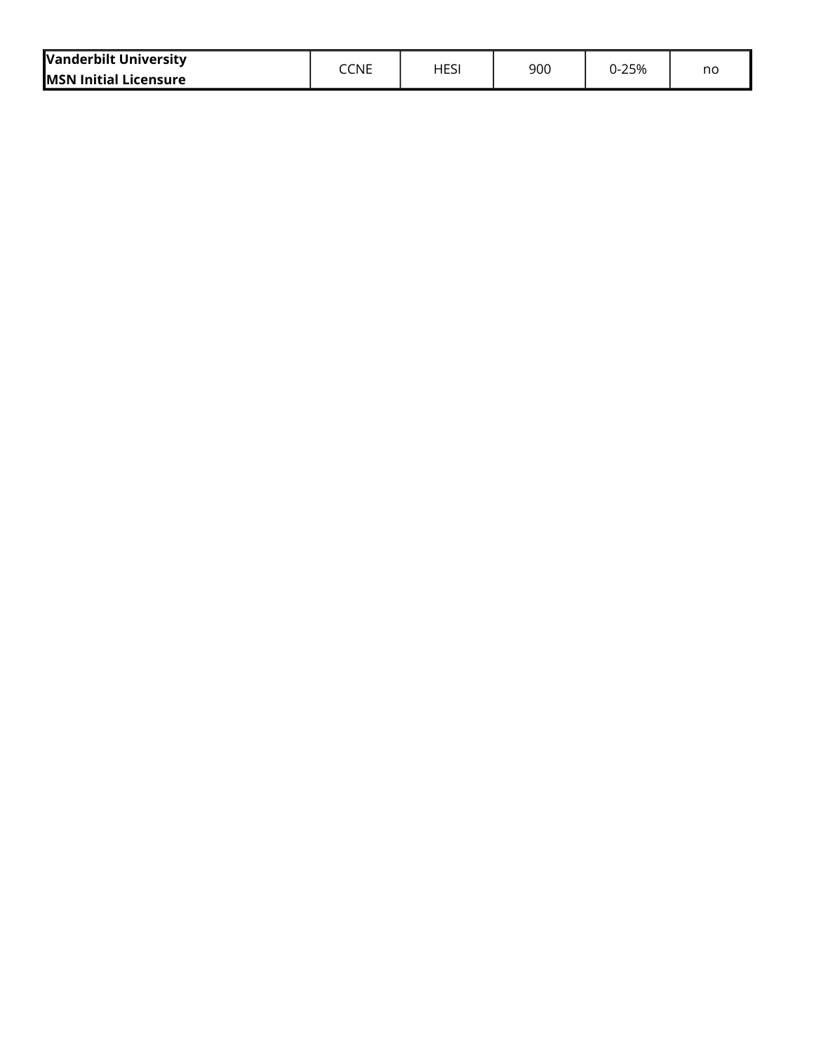| | | | | | |
|---|---|---|---|---|---|
| **Vanderbilt University MSN Initial Licensure** | CCNE | HESI | 900 | 0-25% | no |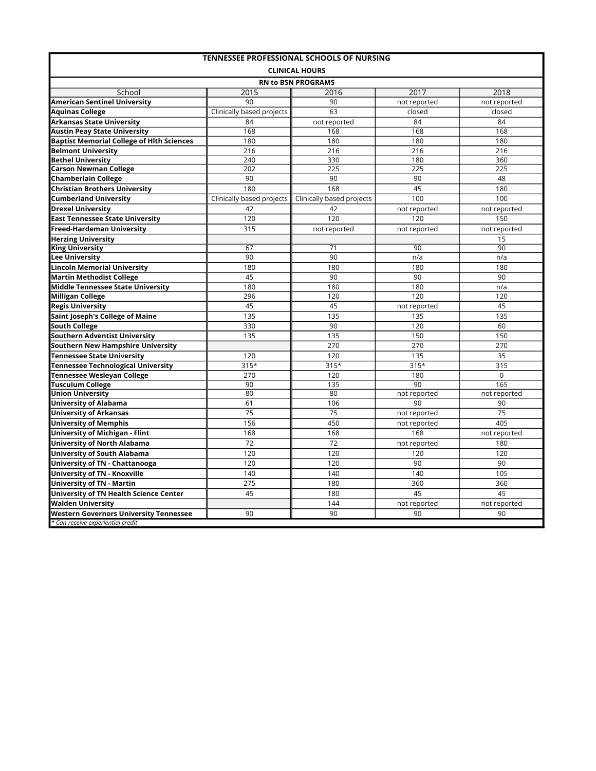**TENNESSEE PROFESSIONAL SCHOOLS OF NURSING**

**CLINICAL HOURS**

**RN to BSN PROGRAMS**

| School | 2015 | 2016 | 2017 | 2018 |
|---|---|---|---|---|
| **American Sentinel University** | 90 | 90 | not reported | not reported |
| **Aquinas College** | Clinically based projects | 63 | closed | closed |
| **Arkansas State University** | 84 | not reported | 84 | 84 |
| **Austin Peay State University** | 168 | 168 | 168 | 168 |
| **Baptist Memorial College of Hlth Sciences** | 180 | 180 | 180 | 180 |
| **Belmont University** | 216 | 216 | 216 | 216 |
| **Bethel University** | 240 | 330 | 180 | 360 |
| **Carson Newman College** | 202 | 225 | 225 | 225 |
| **Chamberlain College** | 90 | 90 | 90 | 48 |
| **Christian Brothers University** | 180 | 168 | 45 | 180 |
| **Cumberland University** | Clinically based projects | Clinically based projects | 100 | 100 |
| **Drexel University** | 42 | 42 | not reported | not reported |
| **East Tennessee State University** | 120 | 120 | 120 | 150 |
| **Freed-Hardeman University** | 315 | not reported | not reported | not reported |
| **Herzing University** | | | | 15 |
| **King University** | 67 | 71 | 90 | 90 |
| **Lee University** | 90 | 90 | n/a | n/a |
| **Lincoln Memorial University** | 180 | 180 | 180 | 180 |
| **Martin Methodist College** | 45 | 90 | 90 | 90 |
| **Middle Tennessee State University** | 180 | 180 | 180 | n/a |
| **Milligan College** | 296 | 120 | 120 | 120 |
| **Regis University** | 45 | 45 | not reported | 45 |
| **Saint Joseph's College of Maine** | 135 | 135 | 135 | 135 |
| **South College** | 330 | 90 | 120 | 60 |
| **Southern Adventist University** | 135 | 135 | 150 | 150 |
| **Southern New Hampshire University** | | 270 | 270 | 270 |
| **Tennessee State University** | 120 | 120 | 135 | 35 |
| **Tennessee Technological University** | 315* | 315* | 315* | 315 |
| **Tennessee Wesleyan College** | 270 | 120 | 180 | 0 |
| **Tusculum College** | 90 | 135 | 90 | 165 |
| **Union University** | 80 | 80 | not reported | not reported |
| **University of Alabama** | 61 | 106 | 90 | 90 |
| **University of Arkansas** | 75 | 75 | not reported | 75 |
| **University of Memphis** | 156 | 450 | not reported | 405 |
| **University of Michigan - Flint** | 168 | 168 | 168 | not reported |
| **University of North Alabama** | 72 | 72 | not reported | 180 |
| **University of South Alabama** | 120 | 120 | 120 | 120 |
| **University of TN - Chattanooga** | 120 | 120 | 90 | 90 |
| **University of TN - Knoxville** | 140 | 140 | 140 | 105 |
| **University of TN - Martin** | 275 | 180 | 360 | 360 |
| **University of TN Health Science Center** | 45 | 180 | 45 | 45 |
| **Walden University** | | 144 | not reported | not reported |
| **Western Governors University Tennessee** | 90 | 90 | 90 | 90 |

*\* Can receive experiential credit*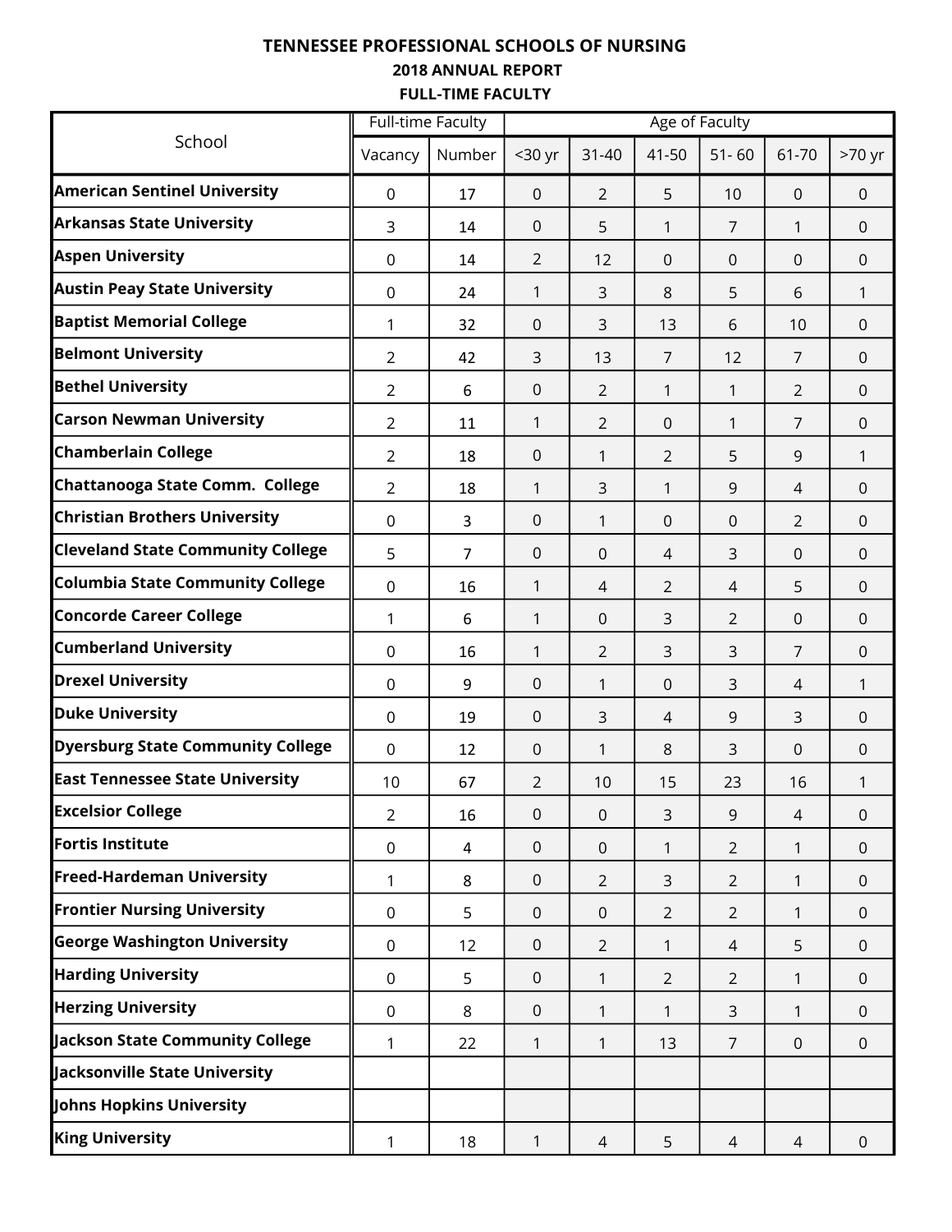# TENNESSEE PROFESSIONAL SCHOOLS OF NURSING

## 2018 ANNUAL REPORT

## FULL-TIME FACULTY

| School | Full-time Faculty | | Age of Faculty | | | | | |
|---|---|---|---|---|---|---|---|---|
| | Vacancy | Number | <30 yr | 31-40 | 41-50 | 51- 60 | 61-70 | >70 yr |
| **American Sentinel University** | 0 | 17 | 0 | 2 | 5 | 10 | 0 | 0 |
| **Arkansas State University** | 3 | 14 | 0 | 5 | 1 | 7 | 1 | 0 |
| **Aspen University** | 0 | 14 | 2 | 12 | 0 | 0 | 0 | 0 |
| **Austin Peay State University** | 0 | 24 | 1 | 3 | 8 | 5 | 6 | 1 |
| **Baptist Memorial College** | 1 | 32 | 0 | 3 | 13 | 6 | 10 | 0 |
| **Belmont University** | 2 | 42 | 3 | 13 | 7 | 12 | 7 | 0 |
| **Bethel University** | 2 | 6 | 0 | 2 | 1 | 1 | 2 | 0 |
| **Carson Newman University** | 2 | 11 | 1 | 2 | 0 | 1 | 7 | 0 |
| **Chamberlain College** | 2 | 18 | 0 | 1 | 2 | 5 | 9 | 1 |
| **Chattanooga State Comm. College** | 2 | 18 | 1 | 3 | 1 | 9 | 4 | 0 |
| **Christian Brothers University** | 0 | 3 | 0 | 1 | 0 | 0 | 2 | 0 |
| **Cleveland State Community College** | 5 | 7 | 0 | 0 | 4 | 3 | 0 | 0 |
| **Columbia State Community College** | 0 | 16 | 1 | 4 | 2 | 4 | 5 | 0 |
| **Concorde Career College** | 1 | 6 | 1 | 0 | 3 | 2 | 0 | 0 |
| **Cumberland University** | 0 | 16 | 1 | 2 | 3 | 3 | 7 | 0 |
| **Drexel University** | 0 | 9 | 0 | 1 | 0 | 3 | 4 | 1 |
| **Duke University** | 0 | 19 | 0 | 3 | 4 | 9 | 3 | 0 |
| **Dyersburg State Community College** | 0 | 12 | 0 | 1 | 8 | 3 | 0 | 0 |
| **East Tennessee State University** | 10 | 67 | 2 | 10 | 15 | 23 | 16 | 1 |
| **Excelsior College** | 2 | 16 | 0 | 0 | 3 | 9 | 4 | 0 |
| **Fortis Institute** | 0 | 4 | 0 | 0 | 1 | 2 | 1 | 0 |
| **Freed-Hardeman University** | 1 | 8 | 0 | 2 | 3 | 2 | 1 | 0 |
| **Frontier Nursing University** | 0 | 5 | 0 | 0 | 2 | 2 | 1 | 0 |
| **George Washington University** | 0 | 12 | 0 | 2 | 1 | 4 | 5 | 0 |
| **Harding University** | 0 | 5 | 0 | 1 | 2 | 2 | 1 | 0 |
| **Herzing University** | 0 | 8 | 0 | 1 | 1 | 3 | 1 | 0 |
| **Jackson State Community College** | 1 | 22 | 1 | 1 | 13 | 7 | 0 | 0 |
| **Jacksonville State University** | | | | | | | | |
| **Johns Hopkins University** | | | | | | | | |
| **King University** | 1 | 18 | 1 | 4 | 5 | 4 | 4 | 0 |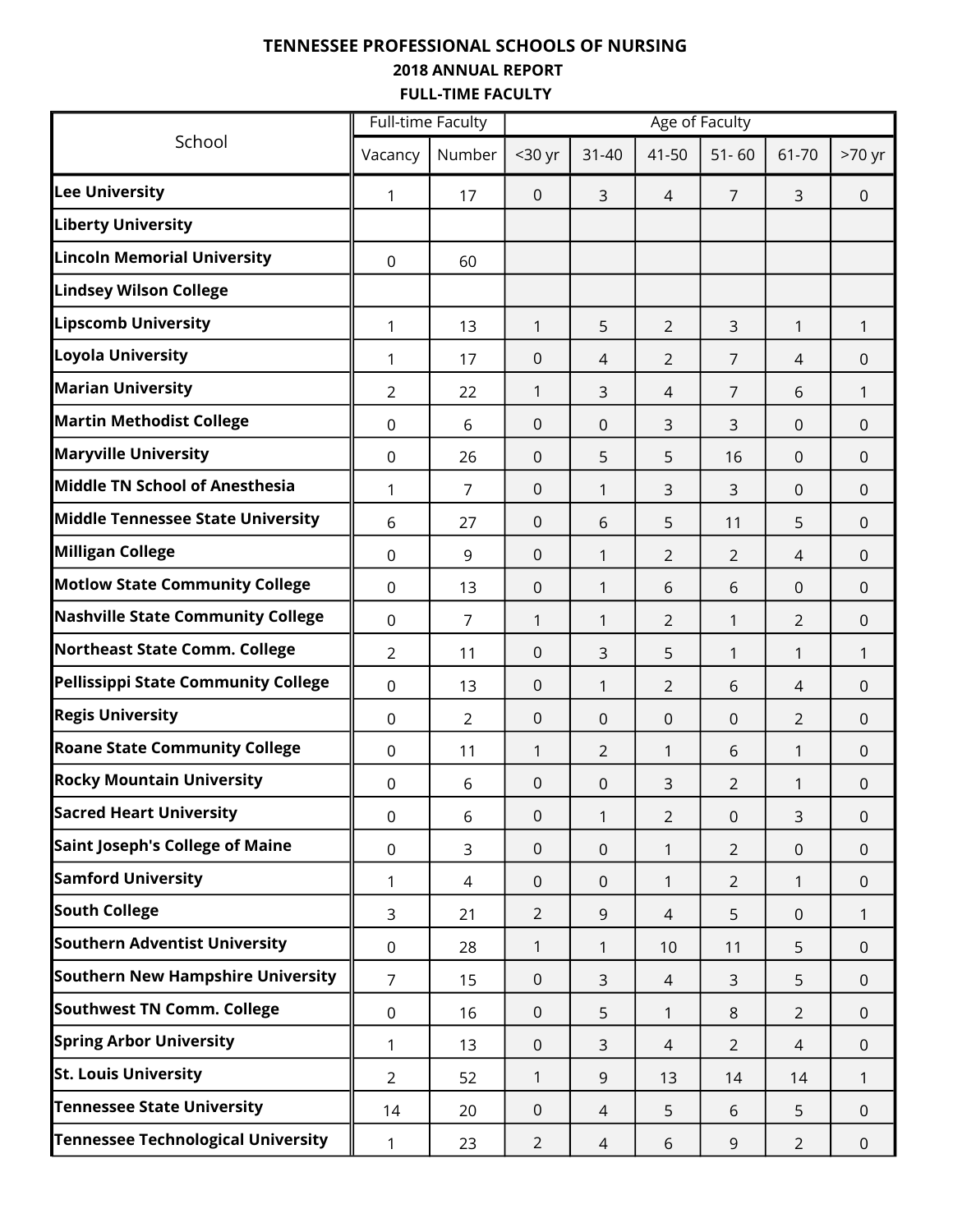# TENNESSEE PROFESSIONAL SCHOOLS OF NURSING

## 2018 ANNUAL REPORT

## FULL-TIME FACULTY

| School | Full-time Faculty | | Age of Faculty | | | | | |
|---|---|---|---|---|---|---|---|---|
| | Vacancy | Number | <30 yr | 31-40 | 41-50 | 51- 60 | 61-70 | >70 yr |
| **Lee University** | 1 | 17 | 0 | 3 | 4 | 7 | 3 | 0 |
| **Liberty University** | | | | | | | | |
| **Lincoln Memorial University** | 0 | 60 | | | | | | |
| **Lindsey Wilson College** | | | | | | | | |
| **Lipscomb University** | 1 | 13 | 1 | 5 | 2 | 3 | 1 | 1 |
| **Loyola University** | 1 | 17 | 0 | 4 | 2 | 7 | 4 | 0 |
| **Marian University** | 2 | 22 | 1 | 3 | 4 | 7 | 6 | 1 |
| **Martin Methodist College** | 0 | 6 | 0 | 0 | 3 | 3 | 0 | 0 |
| **Maryville University** | 0 | 26 | 0 | 5 | 5 | 16 | 0 | 0 |
| **Middle TN School of Anesthesia** | 1 | 7 | 0 | 1 | 3 | 3 | 0 | 0 |
| **Middle Tennessee State University** | 6 | 27 | 0 | 6 | 5 | 11 | 5 | 0 |
| **Milligan College** | 0 | 9 | 0 | 1 | 2 | 2 | 4 | 0 |
| **Motlow State Community College** | 0 | 13 | 0 | 1 | 6 | 6 | 0 | 0 |
| **Nashville State Community College** | 0 | 7 | 1 | 1 | 2 | 1 | 2 | 0 |
| **Northeast State Comm. College** | 2 | 11 | 0 | 3 | 5 | 1 | 1 | 1 |
| **Pellissippi State Community College** | 0 | 13 | 0 | 1 | 2 | 6 | 4 | 0 |
| **Regis University** | 0 | 2 | 0 | 0 | 0 | 0 | 2 | 0 |
| **Roane State Community College** | 0 | 11 | 1 | 2 | 1 | 6 | 1 | 0 |
| **Rocky Mountain University** | 0 | 6 | 0 | 0 | 3 | 2 | 1 | 0 |
| **Sacred Heart University** | 0 | 6 | 0 | 1 | 2 | 0 | 3 | 0 |
| **Saint Joseph's College of Maine** | 0 | 3 | 0 | 0 | 1 | 2 | 0 | 0 |
| **Samford University** | 1 | 4 | 0 | 0 | 1 | 2 | 1 | 0 |
| **South College** | 3 | 21 | 2 | 9 | 4 | 5 | 0 | 1 |
| **Southern Adventist University** | 0 | 28 | 1 | 1 | 10 | 11 | 5 | 0 |
| **Southern New Hampshire University** | 7 | 15 | 0 | 3 | 4 | 3 | 5 | 0 |
| **Southwest TN Comm. College** | 0 | 16 | 0 | 5 | 1 | 8 | 2 | 0 |
| **Spring Arbor University** | 1 | 13 | 0 | 3 | 4 | 2 | 4 | 0 |
| **St. Louis University** | 2 | 52 | 1 | 9 | 13 | 14 | 14 | 1 |
| **Tennessee State University** | 14 | 20 | 0 | 4 | 5 | 6 | 5 | 0 |
| **Tennessee Technological University** | 1 | 23 | 2 | 4 | 6 | 9 | 2 | 0 |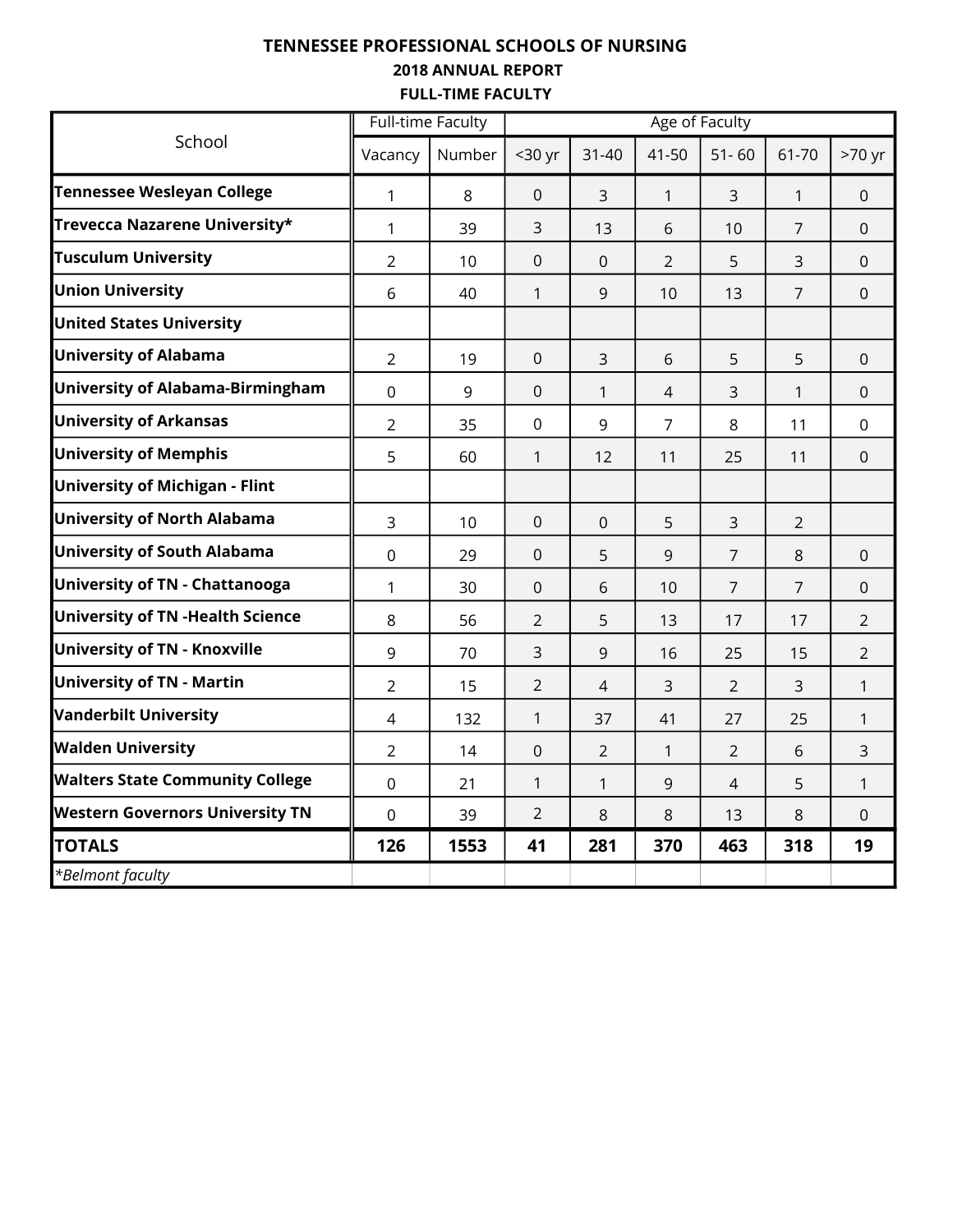**TENNESSEE PROFESSIONAL SCHOOLS OF NURSING**

**2018 ANNUAL REPORT**

**FULL-TIME FACULTY**

| School | Full-time Faculty | | Age of Faculty | | | | | |
|---|---|---|---|---|---|---|---|---|
| | Vacancy | Number | <30 yr | 31-40 | 41-50 | 51- 60 | 61-70 | >70 yr |
| **Tennessee Wesleyan College** | 1 | 8 | 0 | 3 | 1 | 3 | 1 | 0 |
| **Trevecca Nazarene University*** | 1 | 39 | 3 | 13 | 6 | 10 | 7 | 0 |
| **Tusculum University** | 2 | 10 | 0 | 0 | 2 | 5 | 3 | 0 |
| **Union University** | 6 | 40 | 1 | 9 | 10 | 13 | 7 | 0 |
| **United States University** | | | | | | | | |
| **University of Alabama** | 2 | 19 | 0 | 3 | 6 | 5 | 5 | 0 |
| **University of Alabama-Birmingham** | 0 | 9 | 0 | 1 | 4 | 3 | 1 | 0 |
| **University of Arkansas** | 2 | 35 | 0 | 9 | 7 | 8 | 11 | 0 |
| **University of Memphis** | 5 | 60 | 1 | 12 | 11 | 25 | 11 | 0 |
| **University of Michigan - Flint** | | | | | | | | |
| **University of North Alabama** | 3 | 10 | 0 | 0 | 5 | 3 | 2 | |
| **University of South Alabama** | 0 | 29 | 0 | 5 | 9 | 7 | 8 | 0 |
| **University of TN - Chattanooga** | 1 | 30 | 0 | 6 | 10 | 7 | 7 | 0 |
| **University of TN -Health Science** | 8 | 56 | 2 | 5 | 13 | 17 | 17 | 2 |
| **University of TN - Knoxville** | 9 | 70 | 3 | 9 | 16 | 25 | 15 | 2 |
| **University of TN - Martin** | 2 | 15 | 2 | 4 | 3 | 2 | 3 | 1 |
| **Vanderbilt University** | 4 | 132 | 1 | 37 | 41 | 27 | 25 | 1 |
| **Walden University** | 2 | 14 | 0 | 2 | 1 | 2 | 6 | 3 |
| **Walters State Community College** | 0 | 21 | 1 | 1 | 9 | 4 | 5 | 1 |
| **Western Governors University TN** | 0 | 39 | 2 | 8 | 8 | 13 | 8 | 0 |
| **TOTALS** | **126** | **1553** | **41** | **281** | **370** | **463** | **318** | **19** |
| *\*Belmont faculty* | | | | | | | | |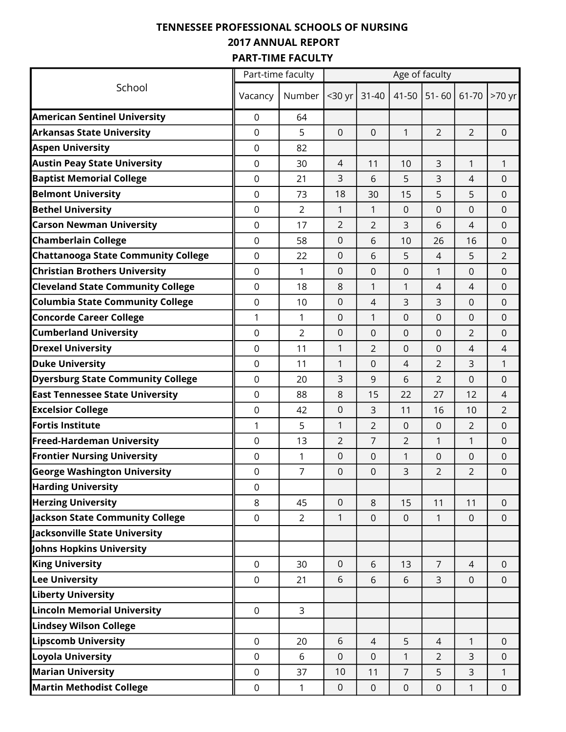# TENNESSEE PROFESSIONAL SCHOOLS OF NURSING
## 2017 ANNUAL REPORT
### PART-TIME FACULTY

| School | Part-time faculty | | Age of faculty | | | | | |
|---|---|---|---|---|---|---|---|---|
| | Vacancy | Number | <30 yr | 31-40 | 41-50 | 51- 60 | 61-70 | >70 yr |
| **American Sentinel University** | 0 | 64 | | | | | | |
| **Arkansas State University** | 0 | 5 | 0 | 0 | 1 | 2 | 2 | 0 |
| **Aspen University** | 0 | 82 | | | | | | |
| **Austin Peay State University** | 0 | 30 | 4 | 11 | 10 | 3 | 1 | 1 |
| **Baptist Memorial College** | 0 | 21 | 3 | 6 | 5 | 3 | 4 | 0 |
| **Belmont University** | 0 | 73 | 18 | 30 | 15 | 5 | 5 | 0 |
| **Bethel University** | 0 | 2 | 1 | 1 | 0 | 0 | 0 | 0 |
| **Carson Newman University** | 0 | 17 | 2 | 2 | 3 | 6 | 4 | 0 |
| **Chamberlain College** | 0 | 58 | 0 | 6 | 10 | 26 | 16 | 0 |
| **Chattanooga State Community College** | 0 | 22 | 0 | 6 | 5 | 4 | 5 | 2 |
| **Christian Brothers University** | 0 | 1 | 0 | 0 | 0 | 1 | 0 | 0 |
| **Cleveland State Community College** | 0 | 18 | 8 | 1 | 1 | 4 | 4 | 0 |
| **Columbia State Community College** | 0 | 10 | 0 | 4 | 3 | 3 | 0 | 0 |
| **Concorde Career College** | 1 | 1 | 0 | 1 | 0 | 0 | 0 | 0 |
| **Cumberland University** | 0 | 2 | 0 | 0 | 0 | 0 | 2 | 0 |
| **Drexel University** | 0 | 11 | 1 | 2 | 0 | 0 | 4 | 4 |
| **Duke University** | 0 | 11 | 1 | 0 | 4 | 2 | 3 | 1 |
| **Dyersburg State Community College** | 0 | 20 | 3 | 9 | 6 | 2 | 0 | 0 |
| **East Tennessee State University** | 0 | 88 | 8 | 15 | 22 | 27 | 12 | 4 |
| **Excelsior College** | 0 | 42 | 0 | 3 | 11 | 16 | 10 | 2 |
| **Fortis Institute** | 1 | 5 | 1 | 2 | 0 | 0 | 2 | 0 |
| **Freed-Hardeman University** | 0 | 13 | 2 | 7 | 2 | 1 | 1 | 0 |
| **Frontier Nursing University** | 0 | 1 | 0 | 0 | 1 | 0 | 0 | 0 |
| **George Washington University** | 0 | 7 | 0 | 0 | 3 | 2 | 2 | 0 |
| **Harding University** | 0 | | | | | | | |
| **Herzing University** | 8 | 45 | 0 | 8 | 15 | 11 | 11 | 0 |
| **Jackson State Community College** | 0 | 2 | 1 | 0 | 0 | 1 | 0 | 0 |
| **Jacksonville State University** | | | | | | | | |
| **Johns Hopkins University** | | | | | | | | |
| **King University** | 0 | 30 | 0 | 6 | 13 | 7 | 4 | 0 |
| **Lee University** | 0 | 21 | 6 | 6 | 6 | 3 | 0 | 0 |
| **Liberty University** | | | | | | | | |
| **Lincoln Memorial University** | 0 | 3 | | | | | | |
| **Lindsey Wilson College** | | | | | | | | |
| **Lipscomb University** | 0 | 20 | 6 | 4 | 5 | 4 | 1 | 0 |
| **Loyola University** | 0 | 6 | 0 | 0 | 1 | 2 | 3 | 0 |
| **Marian University** | 0 | 37 | 10 | 11 | 7 | 5 | 3 | 1 |
| **Martin Methodist College** | 0 | 1 | 0 | 0 | 0 | 0 | 1 | 0 |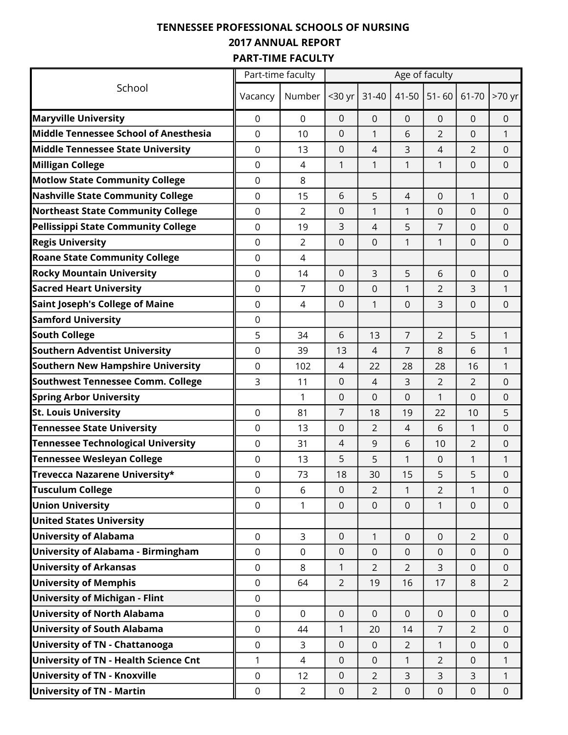# TENNESSEE PROFESSIONAL SCHOOLS OF NURSING
## 2017 ANNUAL REPORT
### PART-TIME FACULTY

| School | Part-time faculty | | Age of faculty | | | | | |
|---|---|---|---|---|---|---|---|---|
| | Vacancy | Number | <30 yr | 31-40 | 41-50 | 51- 60 | 61-70 | >70 yr |
| **Maryville University** | 0 | 0 | 0 | 0 | 0 | 0 | 0 | 0 |
| **Middle Tennessee School of Anesthesia** | 0 | 10 | 0 | 1 | 6 | 2 | 0 | 1 |
| **Middle Tennessee State University** | 0 | 13 | 0 | 4 | 3 | 4 | 2 | 0 |
| **Milligan College** | 0 | 4 | 1 | 1 | 1 | 1 | 0 | 0 |
| **Motlow State Community College** | 0 | 8 | | | | | | |
| **Nashville State Community College** | 0 | 15 | 6 | 5 | 4 | 0 | 1 | 0 |
| **Northeast State Community College** | 0 | 2 | 0 | 1 | 1 | 0 | 0 | 0 |
| **Pellissippi State Community College** | 0 | 19 | 3 | 4 | 5 | 7 | 0 | 0 |
| **Regis University** | 0 | 2 | 0 | 0 | 1 | 1 | 0 | 0 |
| **Roane State Community College** | 0 | 4 | | | | | | |
| **Rocky Mountain University** | 0 | 14 | 0 | 3 | 5 | 6 | 0 | 0 |
| **Sacred Heart University** | 0 | 7 | 0 | 0 | 1 | 2 | 3 | 1 |
| **Saint Joseph's College of Maine** | 0 | 4 | 0 | 1 | 0 | 3 | 0 | 0 |
| **Samford University** | 0 | | | | | | | |
| **South College** | 5 | 34 | 6 | 13 | 7 | 2 | 5 | 1 |
| **Southern Adventist University** | 0 | 39 | 13 | 4 | 7 | 8 | 6 | 1 |
| **Southern New Hampshire University** | 0 | 102 | 4 | 22 | 28 | 28 | 16 | 1 |
| **Southwest Tennessee Comm. College** | 3 | 11 | 0 | 4 | 3 | 2 | 2 | 0 |
| **Spring Arbor University** | | 1 | 0 | 0 | 0 | 1 | 0 | 0 |
| **St. Louis University** | 0 | 81 | 7 | 18 | 19 | 22 | 10 | 5 |
| **Tennessee State University** | 0 | 13 | 0 | 2 | 4 | 6 | 1 | 0 |
| **Tennessee Technological University** | 0 | 31 | 4 | 9 | 6 | 10 | 2 | 0 |
| **Tennessee Wesleyan College** | 0 | 13 | 5 | 5 | 1 | 0 | 1 | 1 |
| **Trevecca Nazarene University*** | 0 | 73 | 18 | 30 | 15 | 5 | 5 | 0 |
| **Tusculum College** | 0 | 6 | 0 | 2 | 1 | 2 | 1 | 0 |
| **Union University** | 0 | 1 | 0 | 0 | 0 | 1 | 0 | 0 |
| **United States University** | | | | | | | | |
| **University of Alabama** | 0 | 3 | 0 | 1 | 0 | 0 | 2 | 0 |
| **University of Alabama - Birmingham** | 0 | 0 | 0 | 0 | 0 | 0 | 0 | 0 |
| **University of Arkansas** | 0 | 8 | 1 | 2 | 2 | 3 | 0 | 0 |
| **University of Memphis** | 0 | 64 | 2 | 19 | 16 | 17 | 8 | 2 |
| **University of Michigan - Flint** | 0 | | | | | | | |
| **University of North Alabama** | 0 | 0 | 0 | 0 | 0 | 0 | 0 | 0 |
| **University of South Alabama** | 0 | 44 | 1 | 20 | 14 | 7 | 2 | 0 |
| **University of TN - Chattanooga** | 0 | 3 | 0 | 0 | 2 | 1 | 0 | 0 |
| **University of TN - Health Science Cnt** | 1 | 4 | 0 | 0 | 1 | 2 | 0 | 1 |
| **University of TN - Knoxville** | 0 | 12 | 0 | 2 | 3 | 3 | 3 | 1 |
| **University of TN - Martin** | 0 | 2 | 0 | 2 | 0 | 0 | 0 | 0 |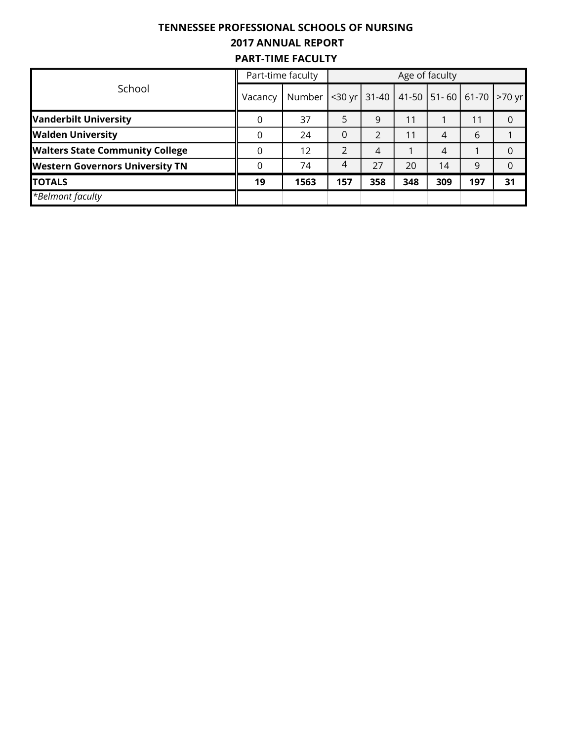**TENNESSEE PROFESSIONAL SCHOOLS OF NURSING**
**2017 ANNUAL REPORT**
**PART-TIME FACULTY**

| School | Part-time faculty | | Age of faculty | | | | | |
|---|---|---|---|---|---|---|---|---|
| | Vacancy | Number | <30 yr | 31-40 | 41-50 | 51- 60 | 61-70 | >70 yr |
| **Vanderbilt University** | 0 | 37 | 5 | 9 | 11 | 1 | 11 | 0 |
| **Walden University** | 0 | 24 | 0 | 2 | 11 | 4 | 6 | 1 |
| **Walters State Community College** | 0 | 12 | 2 | 4 | 1 | 4 | 1 | 0 |
| **Western Governors University TN** | 0 | 74 | 4 | 27 | 20 | 14 | 9 | 0 |
| **TOTALS** | **19** | **1563** | **157** | **358** | **348** | **309** | **197** | **31** |
| *\*Belmont faculty* | | | | | | | | |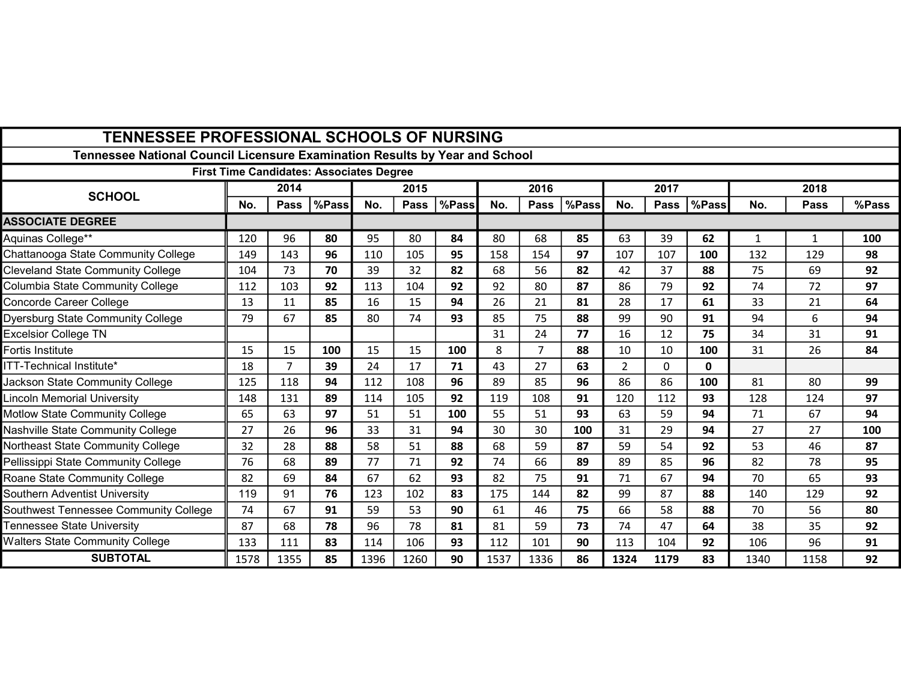# TENNESSEE PROFESSIONAL SCHOOLS OF NURSING

## Tennessee National Council Licensure Examination Results by Year and School

### First Time Candidates: Associates Degree

| SCHOOL | 2014 | | | 2015 | | | 2016 | | | 2017 | | | 2018 | | |
|---|---|---|---|---|---|---|---|---|---|---|---|---|---|---|---|
| | No. | Pass | %Pass | No. | Pass | %Pass | No. | Pass | %Pass | No. | Pass | %Pass | No. | Pass | %Pass |
| **ASSOCIATE DEGREE** | | | | | | | | | | | | | | | |
| Aquinas College** | 120 | 96 | **80** | 95 | 80 | **84** | 80 | 68 | **85** | 63 | 39 | **62** | 1 | 1 | **100** |
| Chattanooga State Community College | 149 | 143 | **96** | 110 | 105 | **95** | 158 | 154 | **97** | 107 | 107 | **100** | 132 | 129 | **98** |
| Cleveland State Community College | 104 | 73 | **70** | 39 | 32 | **82** | 68 | 56 | **82** | 42 | 37 | **88** | 75 | 69 | **92** |
| Columbia State Community College | 112 | 103 | **92** | 113 | 104 | **92** | 92 | 80 | **87** | 86 | 79 | **92** | 74 | 72 | **97** |
| Concorde Career College | 13 | 11 | **85** | 16 | 15 | **94** | 26 | 21 | **81** | 28 | 17 | **61** | 33 | 21 | **64** |
| Dyersburg State Community College | 79 | 67 | **85** | 80 | 74 | **93** | 85 | 75 | **88** | 99 | 90 | **91** | 94 | 6 | **94** |
| Excelsior College TN | | | | | | | 31 | 24 | **77** | 16 | 12 | **75** | 34 | 31 | **91** |
| Fortis Institute | 15 | 15 | **100** | 15 | 15 | **100** | 8 | 7 | **88** | 10 | 10 | **100** | 31 | 26 | **84** |
| ITT-Technical Institute* | 18 | 7 | **39** | 24 | 17 | **71** | 43 | 27 | **63** | 2 | 0 | **0** | | | |
| Jackson State Community College | 125 | 118 | **94** | 112 | 108 | **96** | 89 | 85 | **96** | 86 | 86 | **100** | 81 | 80 | **99** |
| Lincoln Memorial University | 148 | 131 | **89** | 114 | 105 | **92** | 119 | 108 | **91** | 120 | 112 | **93** | 128 | 124 | **97** |
| Motlow State Community College | 65 | 63 | **97** | 51 | 51 | **100** | 55 | 51 | **93** | 63 | 59 | **94** | 71 | 67 | **94** |
| Nashville State Community College | 27 | 26 | **96** | 33 | 31 | **94** | 30 | 30 | **100** | 31 | 29 | **94** | 27 | 27 | **100** |
| Northeast State Community College | 32 | 28 | **88** | 58 | 51 | **88** | 68 | 59 | **87** | 59 | 54 | **92** | 53 | 46 | **87** |
| Pellissippi State Community College | 76 | 68 | **89** | 77 | 71 | **92** | 74 | 66 | **89** | 89 | 85 | **96** | 82 | 78 | **95** |
| Roane State Community College | 82 | 69 | **84** | 67 | 62 | **93** | 82 | 75 | **91** | 71 | 67 | **94** | 70 | 65 | **93** |
| Southern Adventist University | 119 | 91 | **76** | 123 | 102 | **83** | 175 | 144 | **82** | 99 | 87 | **88** | 140 | 129 | **92** |
| Southwest Tennessee Community College | 74 | 67 | **91** | 59 | 53 | **90** | 61 | 46 | **75** | 66 | 58 | **88** | 70 | 56 | **80** |
| Tennessee State University | 87 | 68 | **78** | 96 | 78 | **81** | 81 | 59 | **73** | 74 | 47 | **64** | 38 | 35 | **92** |
| Walters State Community College | 133 | 111 | **83** | 114 | 106 | **93** | 112 | 101 | **90** | 113 | 104 | **92** | 106 | 96 | **91** |
| **SUBTOTAL** | 1578 | 1355 | **85** | 1396 | 1260 | **90** | 1537 | 1336 | **86** | **1324** | **1179** | **83** | 1340 | 1158 | **92** |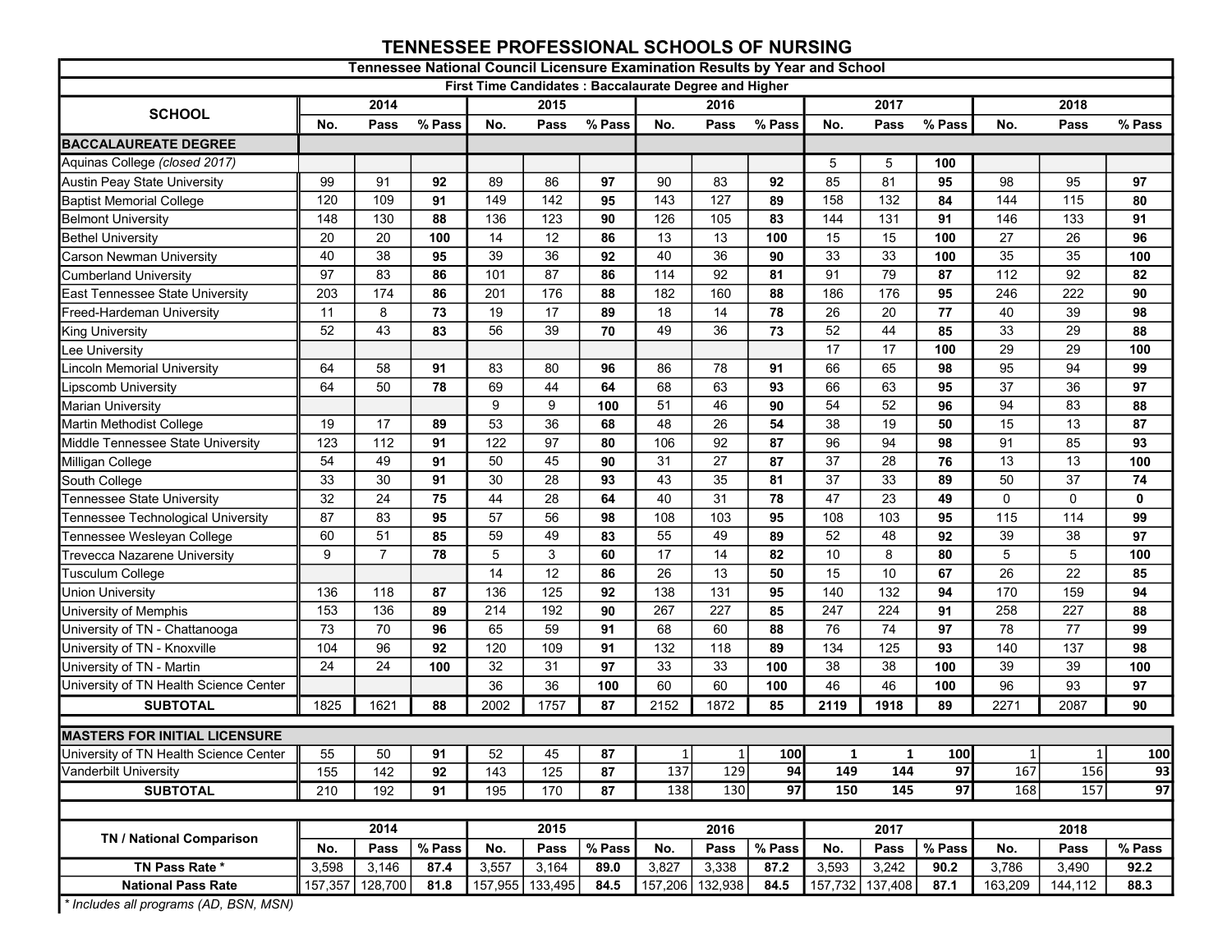# TENNESSEE PROFESSIONAL SCHOOLS OF NURSING

**Tennessee National Council Licensure Examination Results by Year and School**

**First Time Candidates : Baccalaurate Degree and Higher**

| SCHOOL | 2014 | | | 2015 | | | 2016 | | | 2017 | | | 2018 | | |
|---|---|---|---|---|---|---|---|---|---|---|---|---|---|---|---|
| | No. | Pass | % Pass | No. | Pass | % Pass | No. | Pass | % Pass | No. | Pass | % Pass | No. | Pass | % Pass |
| **BACCALAUREATE DEGREE** | | | | | | | | | | | | | | | |
| Aquinas College *(closed 2017)* | | | | | | | | | | 5 | 5 | **100** | | | |
| Austin Peay State University | 99 | 91 | **92** | 89 | 86 | **97** | 90 | 83 | **92** | 85 | 81 | **95** | 98 | 95 | **97** |
| Baptist Memorial College | 120 | 109 | **91** | 149 | 142 | **95** | 143 | 127 | **89** | 158 | 132 | **84** | 144 | 115 | **80** |
| Belmont University | 148 | 130 | **88** | 136 | 123 | **90** | 126 | 105 | **83** | 144 | 131 | **91** | 146 | 133 | **91** |
| Bethel University | 20 | 20 | **100** | 14 | 12 | **86** | 13 | 13 | **100** | 15 | 15 | **100** | 27 | 26 | **96** |
| Carson Newman University | 40 | 38 | **95** | 39 | 36 | **92** | 40 | 36 | **90** | 33 | 33 | **100** | 35 | 35 | **100** |
| Cumberland University | 97 | 83 | **86** | 101 | 87 | **86** | 114 | 92 | **81** | 91 | 79 | **87** | 112 | 92 | **82** |
| East Tennessee State University | 203 | 174 | **86** | 201 | 176 | **88** | 182 | 160 | **88** | 186 | 176 | **95** | 246 | 222 | **90** |
| Freed-Hardeman University | 11 | 8 | **73** | 19 | 17 | **89** | 18 | 14 | **78** | 26 | 20 | **77** | 40 | 39 | **98** |
| King University | 52 | 43 | **83** | 56 | 39 | **70** | 49 | 36 | **73** | 52 | 44 | **85** | 33 | 29 | **88** |
| Lee University | | | | | | | | | | 17 | 17 | **100** | 29 | 29 | **100** |
| Lincoln Memorial University | 64 | 58 | **91** | 83 | 80 | **96** | 86 | 78 | **91** | 66 | 65 | **98** | 95 | 94 | **99** |
| Lipscomb University | 64 | 50 | **78** | 69 | 44 | **64** | 68 | 63 | **93** | 66 | 63 | **95** | 37 | 36 | **97** |
| Marian University | | | | 9 | 9 | **100** | 51 | 46 | **90** | 54 | 52 | **96** | 94 | 83 | **88** |
| Martin Methodist College | 19 | 17 | **89** | 53 | 36 | **68** | 48 | 26 | **54** | 38 | 19 | **50** | 15 | 13 | **87** |
| Middle Tennessee State University | 123 | 112 | **91** | 122 | 97 | **80** | 106 | 92 | **87** | 96 | 94 | **98** | 91 | 85 | **93** |
| Milligan College | 54 | 49 | **91** | 50 | 45 | **90** | 31 | 27 | **87** | 37 | 28 | **76** | 13 | 13 | **100** |
| South College | 33 | 30 | **91** | 30 | 28 | **93** | 43 | 35 | **81** | 37 | 33 | **89** | 50 | 37 | **74** |
| Tennessee State University | 32 | 24 | **75** | 44 | 28 | **64** | 40 | 31 | **78** | 47 | 23 | **49** | 0 | 0 | **0** |
| Tennessee Technological University | 87 | 83 | **95** | 57 | 56 | **98** | 108 | 103 | **95** | 108 | 103 | **95** | 115 | 114 | **99** |
| Tennessee Wesleyan College | 60 | 51 | **85** | 59 | 49 | **83** | 55 | 49 | **89** | 52 | 48 | **92** | 39 | 38 | **97** |
| Trevecca Nazarene University | 9 | 7 | **78** | 5 | 3 | **60** | 17 | 14 | **82** | 10 | 8 | **80** | 5 | 5 | **100** |
| Tusculum College | | | | 14 | 12 | **86** | 26 | 13 | **50** | 15 | 10 | **67** | 26 | 22 | **85** |
| Union University | 136 | 118 | **87** | 136 | 125 | **92** | 138 | 131 | **95** | 140 | 132 | **94** | 170 | 159 | **94** |
| University of Memphis | 153 | 136 | **89** | 214 | 192 | **90** | 267 | 227 | **85** | 247 | 224 | **91** | 258 | 227 | **88** |
| University of TN - Chattanooga | 73 | 70 | **96** | 65 | 59 | **91** | 68 | 60 | **88** | 76 | 74 | **97** | 78 | 77 | **99** |
| University of TN - Knoxville | 104 | 96 | **92** | 120 | 109 | **91** | 132 | 118 | **89** | 134 | 125 | **93** | 140 | 137 | **98** |
| University of TN - Martin | 24 | 24 | **100** | 32 | 31 | **97** | 33 | 33 | **100** | 38 | 38 | **100** | 39 | 39 | **100** |
| University of TN Health Science Center | | | | 36 | 36 | **100** | 60 | 60 | **100** | 46 | 46 | **100** | 96 | 93 | **97** |
| **SUBTOTAL** | 1825 | 1621 | **88** | 2002 | 1757 | **87** | 2152 | 1872 | **85** | **2119** | **1918** | **89** | 2271 | 2087 | **90** |
| **MASTERS FOR INITIAL LICENSURE** | | | | | | | | | | | | | | | |
| University of TN Health Science Center | 55 | 50 | **91** | 52 | 45 | **87** | 1 | 1 | **100** | **1** | **1** | **100** | 1 | 1 | **100** |
| Vanderbilt University | 155 | 142 | **92** | 143 | 125 | **87** | 137 | 129 | **94** | **149** | **144** | **97** | 167 | 156 | **93** |
| **SUBTOTAL** | 210 | 192 | **91** | 195 | 170 | **87** | 138 | 130 | **97** | **150** | **145** | **97** | 168 | 157 | **97** |

| TN / National Comparison | 2014 | | | 2015 | | | 2016 | | | 2017 | | | 2018 | | |
|---|---|---|---|---|---|---|---|---|---|---|---|---|---|---|---|
| | No. | Pass | % Pass | No. | Pass | % Pass | No. | Pass | % Pass | No. | Pass | % Pass | No. | Pass | % Pass |
| **TN Pass Rate \*** | 3,598 | 3,146 | **87.4** | 3,557 | 3,164 | **89.0** | 3,827 | 3,338 | **87.2** | 3,593 | 3,242 | **90.2** | 3,786 | 3,490 | **92.2** |
| **National Pass Rate** | 157,357 | 128,700 | **81.8** | 157,955 | 133,495 | **84.5** | 157,206 | 132,938 | **84.5** | 157,732 | 137,408 | **87.1** | 163,209 | 144,112 | **88.3** |

*\* Includes all programs (AD, BSN, MSN)*